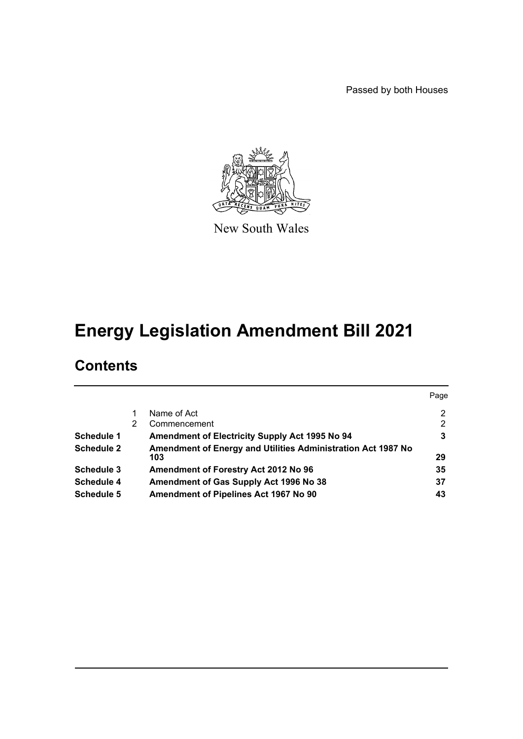Passed by both Houses

New South Wales

# Energy Legislation Amendment Bill 2021

## Contents

| | | | Page |
|---|---|---|---|
| | 1 | Name of Act | 2 |
| | 2 | Commencement | 2 |
| **Schedule 1** | | **Amendment of Electricity Supply Act 1995 No 94** | **3** |
| **Schedule 2** | | **Amendment of Energy and Utilities Administration Act 1987 No 103** | **29** |
| **Schedule 3** | | **Amendment of Forestry Act 2012 No 96** | **35** |
| **Schedule 4** | | **Amendment of Gas Supply Act 1996 No 38** | **37** |
| **Schedule 5** | | **Amendment of Pipelines Act 1967 No 90** | **43** |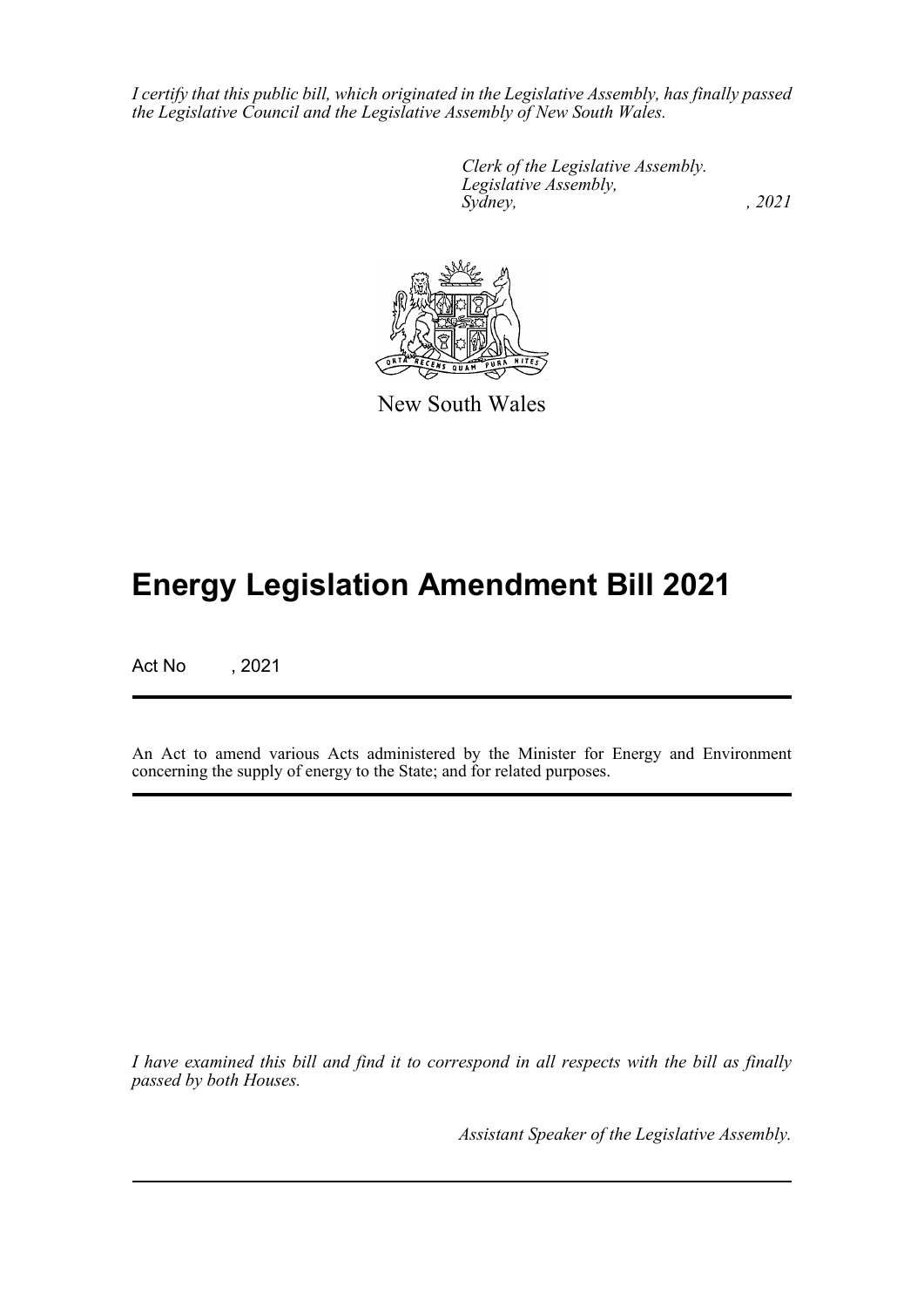*I certify that this public bill, which originated in the Legislative Assembly, has finally passed the Legislative Council and the Legislative Assembly of New South Wales.*

*Clerk of the Legislative Assembly.*
*Legislative Assembly,*
*Sydney, , 2021*

New South Wales

# Energy Legislation Amendment Bill 2021

Act No , 2021

An Act to amend various Acts administered by the Minister for Energy and Environment concerning the supply of energy to the State; and for related purposes.

*I have examined this bill and find it to correspond in all respects with the bill as finally passed by both Houses.*

*Assistant Speaker of the Legislative Assembly.*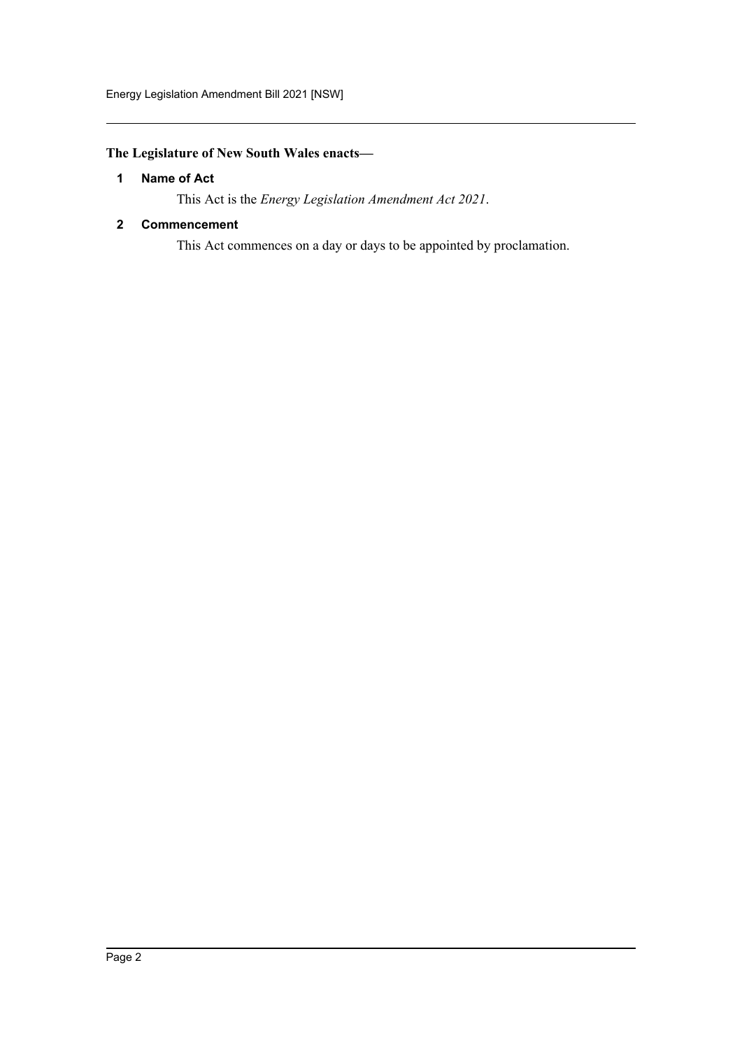**The Legislature of New South Wales enacts—**

### 1 Name of Act

This Act is the *Energy Legislation Amendment Act 2021*.

### 2 Commencement

This Act commences on a day or days to be appointed by proclamation.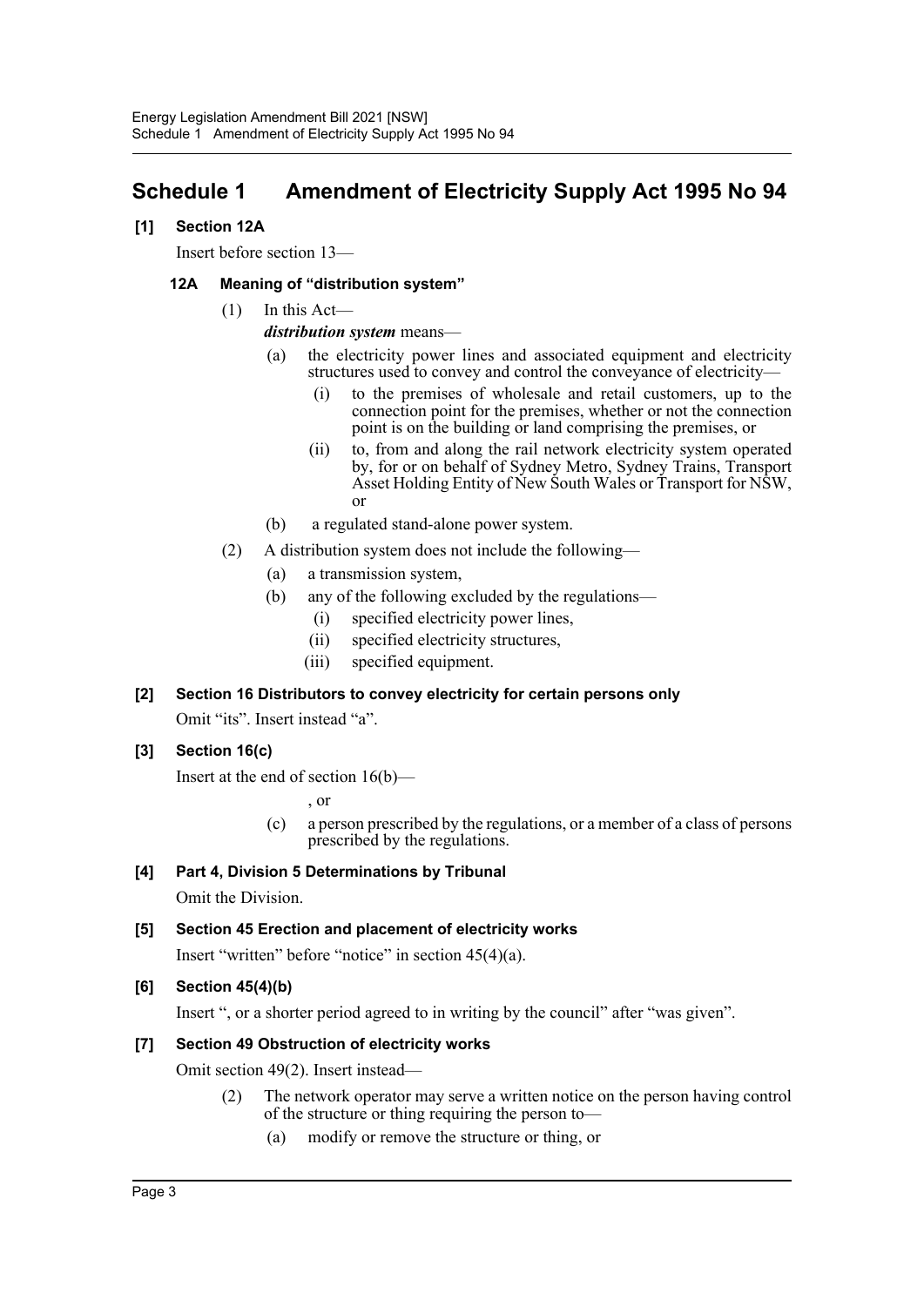# Schedule 1 Amendment of Electricity Supply Act 1995 No 94

**[1] Section 12A**

Insert before section 13—

**12A Meaning of "distribution system"**

(1) In this Act—

***distribution system*** means—

(a) the electricity power lines and associated equipment and electricity structures used to convey and control the conveyance of electricity—

(i) to the premises of wholesale and retail customers, up to the connection point for the premises, whether or not the connection point is on the building or land comprising the premises, or

(ii) to, from and along the rail network electricity system operated by, for or on behalf of Sydney Metro, Sydney Trains, Transport Asset Holding Entity of New South Wales or Transport for NSW, or

(b) a regulated stand-alone power system.

(2) A distribution system does not include the following—

(a) a transmission system,

(b) any of the following excluded by the regulations—

(i) specified electricity power lines,

(ii) specified electricity structures,

(iii) specified equipment.

**[2] Section 16 Distributors to convey electricity for certain persons only**

Omit "its". Insert instead "a".

**[3] Section 16(c)**

Insert at the end of section 16(b)—

, or

(c) a person prescribed by the regulations, or a member of a class of persons prescribed by the regulations.

**[4] Part 4, Division 5 Determinations by Tribunal**

Omit the Division.

**[5] Section 45 Erection and placement of electricity works**

Insert "written" before "notice" in section 45(4)(a).

**[6] Section 45(4)(b)**

Insert ", or a shorter period agreed to in writing by the council" after "was given".

**[7] Section 49 Obstruction of electricity works**

Omit section 49(2). Insert instead—

(2) The network operator may serve a written notice on the person having control of the structure or thing requiring the person to—

(a) modify or remove the structure or thing, or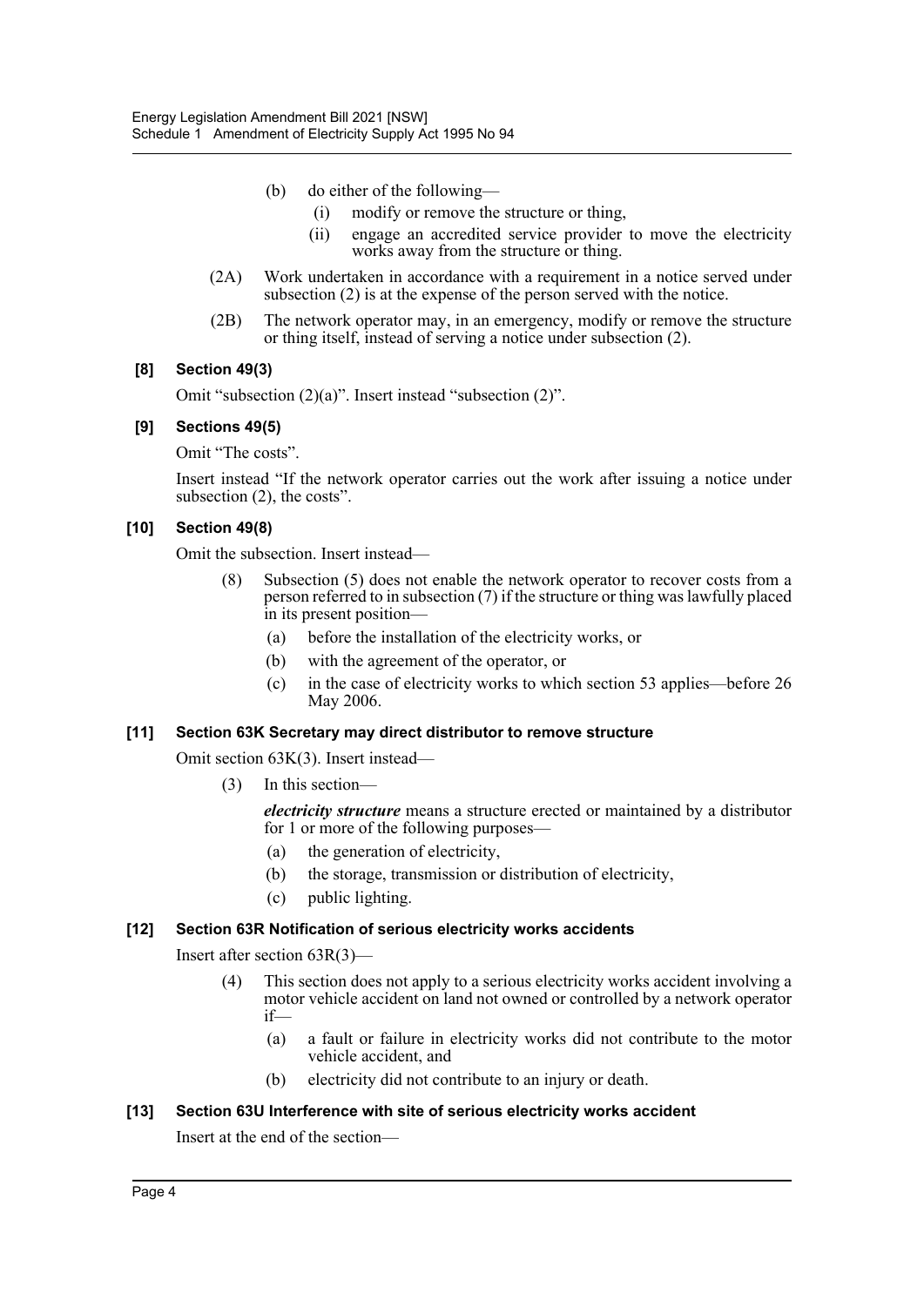(b) do either of the following—

(i) modify or remove the structure or thing,

(ii) engage an accredited service provider to move the electricity works away from the structure or thing.

(2A) Work undertaken in accordance with a requirement in a notice served under subsection (2) is at the expense of the person served with the notice.

(2B) The network operator may, in an emergency, modify or remove the structure or thing itself, instead of serving a notice under subsection (2).

**[8] Section 49(3)**

Omit "subsection (2)(a)". Insert instead "subsection (2)".

**[9] Sections 49(5)**

Omit "The costs".

Insert instead "If the network operator carries out the work after issuing a notice under subsection (2), the costs".

**[10] Section 49(8)**

Omit the subsection. Insert instead—

(8) Subsection (5) does not enable the network operator to recover costs from a person referred to in subsection (7) if the structure or thing was lawfully placed in its present position—

(a) before the installation of the electricity works, or

(b) with the agreement of the operator, or

(c) in the case of electricity works to which section 53 applies—before 26 May 2006.

**[11] Section 63K Secretary may direct distributor to remove structure**

Omit section 63K(3). Insert instead—

(3) In this section—

***electricity structure*** means a structure erected or maintained by a distributor for 1 or more of the following purposes—

(a) the generation of electricity,

(b) the storage, transmission or distribution of electricity,

(c) public lighting.

**[12] Section 63R Notification of serious electricity works accidents**

Insert after section 63R(3)—

(4) This section does not apply to a serious electricity works accident involving a motor vehicle accident on land not owned or controlled by a network operator if—

(a) a fault or failure in electricity works did not contribute to the motor vehicle accident, and

(b) electricity did not contribute to an injury or death.

**[13] Section 63U Interference with site of serious electricity works accident**

Insert at the end of the section—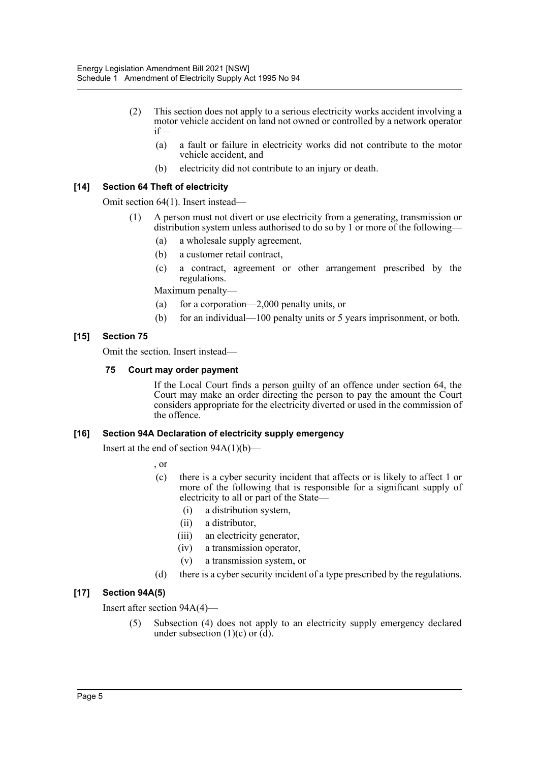(2) This section does not apply to a serious electricity works accident involving a motor vehicle accident on land not owned or controlled by a network operator if—

(a) a fault or failure in electricity works did not contribute to the motor vehicle accident, and

(b) electricity did not contribute to an injury or death.

### [14] Section 64 Theft of electricity

Omit section 64(1). Insert instead—

(1) A person must not divert or use electricity from a generating, transmission or distribution system unless authorised to do so by 1 or more of the following—

(a) a wholesale supply agreement,

(b) a customer retail contract,

(c) a contract, agreement or other arrangement prescribed by the regulations.

Maximum penalty—

(a) for a corporation—2,000 penalty units, or

(b) for an individual—100 penalty units or 5 years imprisonment, or both.

### [15] Section 75

Omit the section. Insert instead—

#### 75 Court may order payment

If the Local Court finds a person guilty of an offence under section 64, the Court may make an order directing the person to pay the amount the Court considers appropriate for the electricity diverted or used in the commission of the offence.

### [16] Section 94A Declaration of electricity supply emergency

Insert at the end of section 94A(1)(b)—

, or

(c) there is a cyber security incident that affects or is likely to affect 1 or more of the following that is responsible for a significant supply of electricity to all or part of the State—

(i) a distribution system,

(ii) a distributor,

(iii) an electricity generator,

(iv) a transmission operator,

(v) a transmission system, or

(d) there is a cyber security incident of a type prescribed by the regulations.

### [17] Section 94A(5)

Insert after section 94A(4)—

(5) Subsection (4) does not apply to an electricity supply emergency declared under subsection (1)(c) or (d).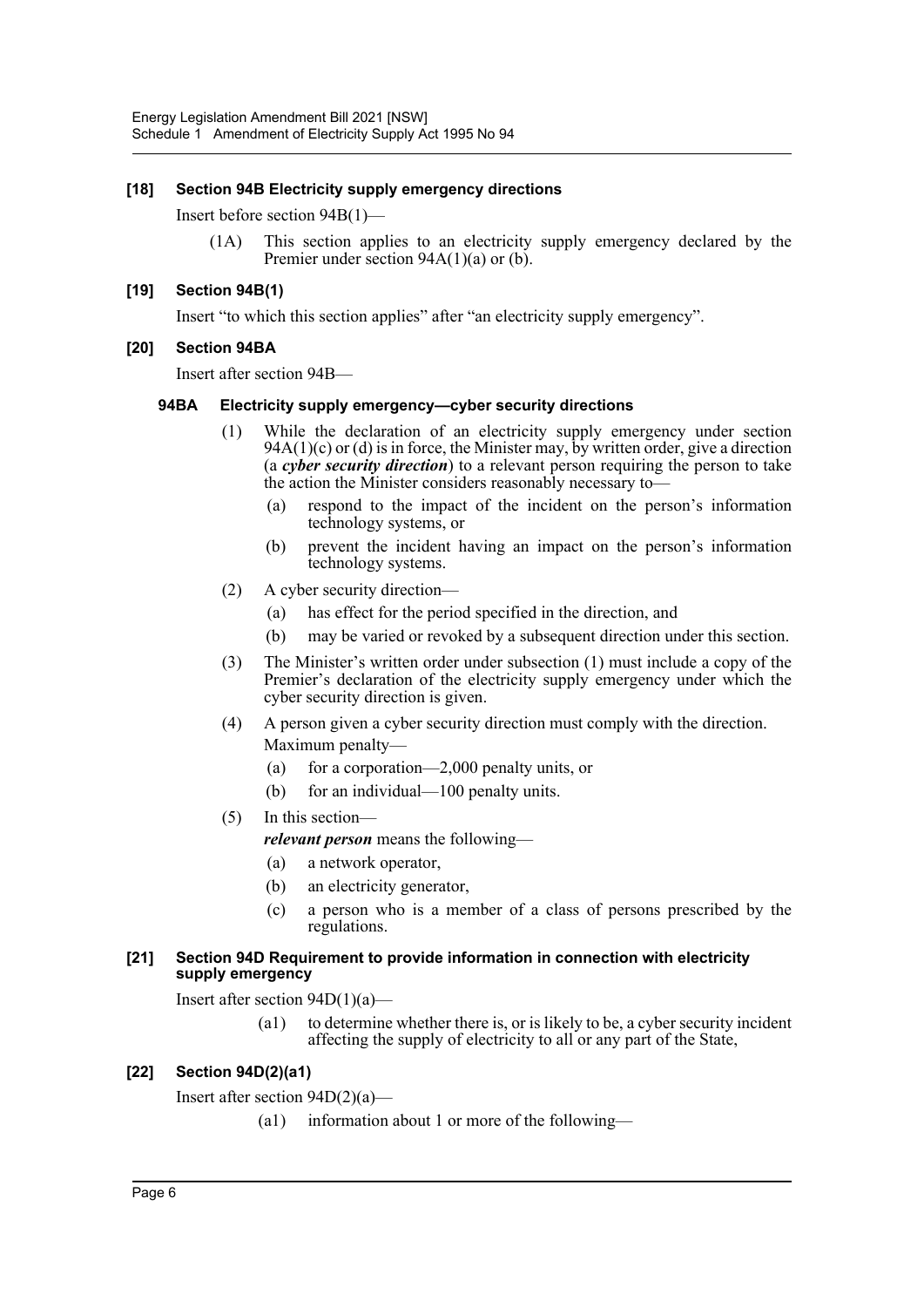### [18] Section 94B Electricity supply emergency directions

Insert before section 94B(1)—

(1A) This section applies to an electricity supply emergency declared by the Premier under section 94A(1)(a) or (b).

### [19] Section 94B(1)

Insert "to which this section applies" after "an electricity supply emergency".

### [20] Section 94BA

Insert after section 94B—

#### 94BA Electricity supply emergency—cyber security directions

(1) While the declaration of an electricity supply emergency under section 94A(1)(c) or (d) is in force, the Minister may, by written order, give a direction (a ***cyber security direction***) to a relevant person requiring the person to take the action the Minister considers reasonably necessary to—

- (a) respond to the impact of the incident on the person's information technology systems, or
- (b) prevent the incident having an impact on the person's information technology systems.

(2) A cyber security direction—

- (a) has effect for the period specified in the direction, and
- (b) may be varied or revoked by a subsequent direction under this section.

(3) The Minister's written order under subsection (1) must include a copy of the Premier's declaration of the electricity supply emergency under which the cyber security direction is given.

(4) A person given a cyber security direction must comply with the direction.

Maximum penalty—

- (a) for a corporation—2,000 penalty units, or
- (b) for an individual—100 penalty units.

(5) In this section—

***relevant person*** means the following—

- (a) a network operator,
- (b) an electricity generator,
- (c) a person who is a member of a class of persons prescribed by the regulations.

### [21] Section 94D Requirement to provide information in connection with electricity supply emergency

Insert after section 94D(1)(a)—

(a1) to determine whether there is, or is likely to be, a cyber security incident affecting the supply of electricity to all or any part of the State,

### [22] Section 94D(2)(a1)

Insert after section 94D(2)(a)—

(a1) information about 1 or more of the following—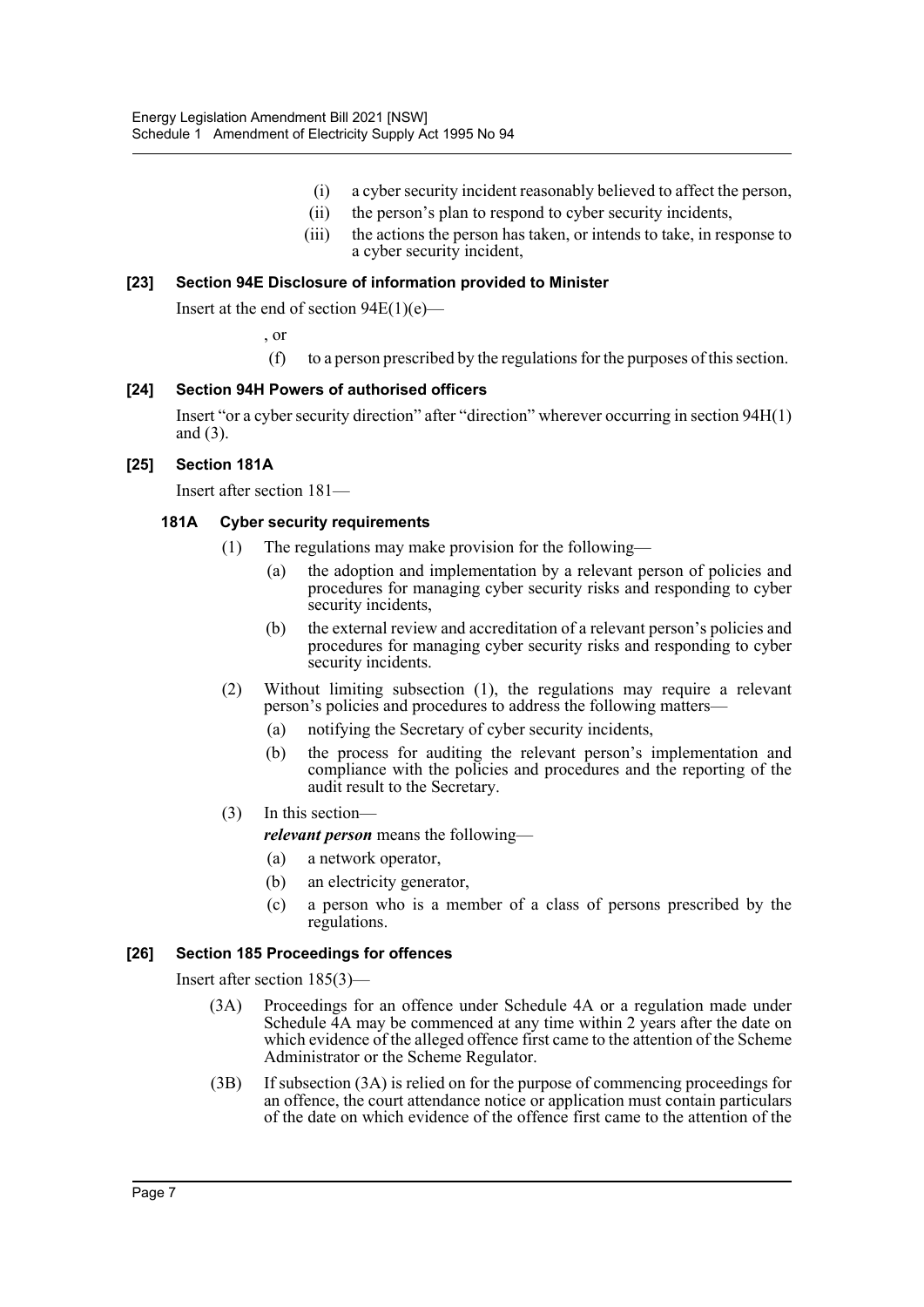(i) a cyber security incident reasonably believed to affect the person,

(ii) the person's plan to respond to cyber security incidents,

(iii) the actions the person has taken, or intends to take, in response to a cyber security incident,

#### [23] Section 94E Disclosure of information provided to Minister

Insert at the end of section 94E(1)(e)—

, or

(f) to a person prescribed by the regulations for the purposes of this section.

#### [24] Section 94H Powers of authorised officers

Insert "or a cyber security direction" after "direction" wherever occurring in section 94H(1) and (3).

#### [25] Section 181A

Insert after section 181—

##### 181A Cyber security requirements

(1) The regulations may make provision for the following—

(a) the adoption and implementation by a relevant person of policies and procedures for managing cyber security risks and responding to cyber security incidents,

(b) the external review and accreditation of a relevant person's policies and procedures for managing cyber security risks and responding to cyber security incidents.

(2) Without limiting subsection (1), the regulations may require a relevant person's policies and procedures to address the following matters—

(a) notifying the Secretary of cyber security incidents,

(b) the process for auditing the relevant person's implementation and compliance with the policies and procedures and the reporting of the audit result to the Secretary.

(3) In this section—

***relevant person*** means the following—

(a) a network operator,

(b) an electricity generator,

(c) a person who is a member of a class of persons prescribed by the regulations.

#### [26] Section 185 Proceedings for offences

Insert after section 185(3)—

(3A) Proceedings for an offence under Schedule 4A or a regulation made under Schedule 4A may be commenced at any time within 2 years after the date on which evidence of the alleged offence first came to the attention of the Scheme Administrator or the Scheme Regulator.

(3B) If subsection (3A) is relied on for the purpose of commencing proceedings for an offence, the court attendance notice or application must contain particulars of the date on which evidence of the offence first came to the attention of the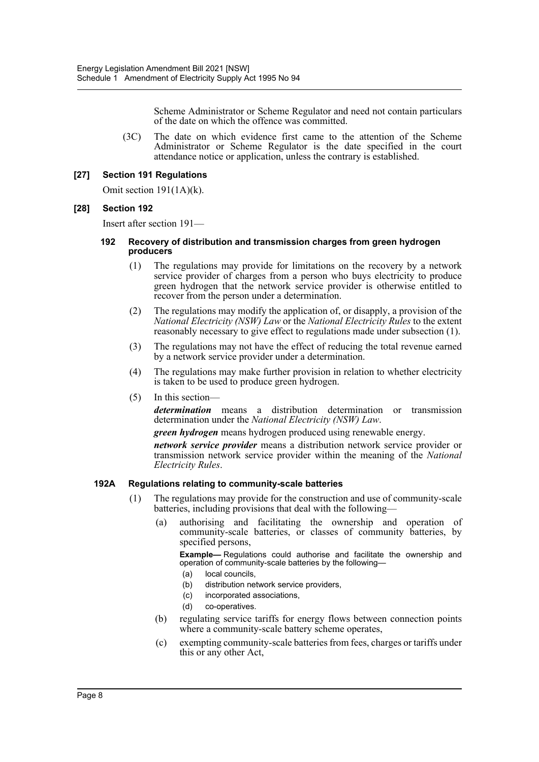Scheme Administrator or Scheme Regulator and need not contain particulars of the date on which the offence was committed.

(3C) The date on which evidence first came to the attention of the Scheme Administrator or Scheme Regulator is the date specified in the court attendance notice or application, unless the contrary is established.

### [27] Section 191 Regulations

Omit section 191(1A)(k).

### [28] Section 192

Insert after section 191—

#### 192 Recovery of distribution and transmission charges from green hydrogen producers

(1) The regulations may provide for limitations on the recovery by a network service provider of charges from a person who buys electricity to produce green hydrogen that the network service provider is otherwise entitled to recover from the person under a determination.

(2) The regulations may modify the application of, or disapply, a provision of the *National Electricity (NSW) Law* or the *National Electricity Rules* to the extent reasonably necessary to give effect to regulations made under subsection (1).

(3) The regulations may not have the effect of reducing the total revenue earned by a network service provider under a determination.

(4) The regulations may make further provision in relation to whether electricity is taken to be used to produce green hydrogen.

(5) In this section—

***determination*** means a distribution determination or transmission determination under the *National Electricity (NSW) Law*.

***green hydrogen*** means hydrogen produced using renewable energy.

***network service provider*** means a distribution network service provider or transmission network service provider within the meaning of the *National Electricity Rules*.

#### 192A Regulations relating to community-scale batteries

(1) The regulations may provide for the construction and use of community-scale batteries, including provisions that deal with the following—

(a) authorising and facilitating the ownership and operation of community-scale batteries, or classes of community batteries, by specified persons,

**Example—** Regulations could authorise and facilitate the ownership and operation of community-scale batteries by the following—

(a) local councils,

(b) distribution network service providers,

(c) incorporated associations,

(d) co-operatives.

(b) regulating service tariffs for energy flows between connection points where a community-scale battery scheme operates,

(c) exempting community-scale batteries from fees, charges or tariffs under this or any other Act,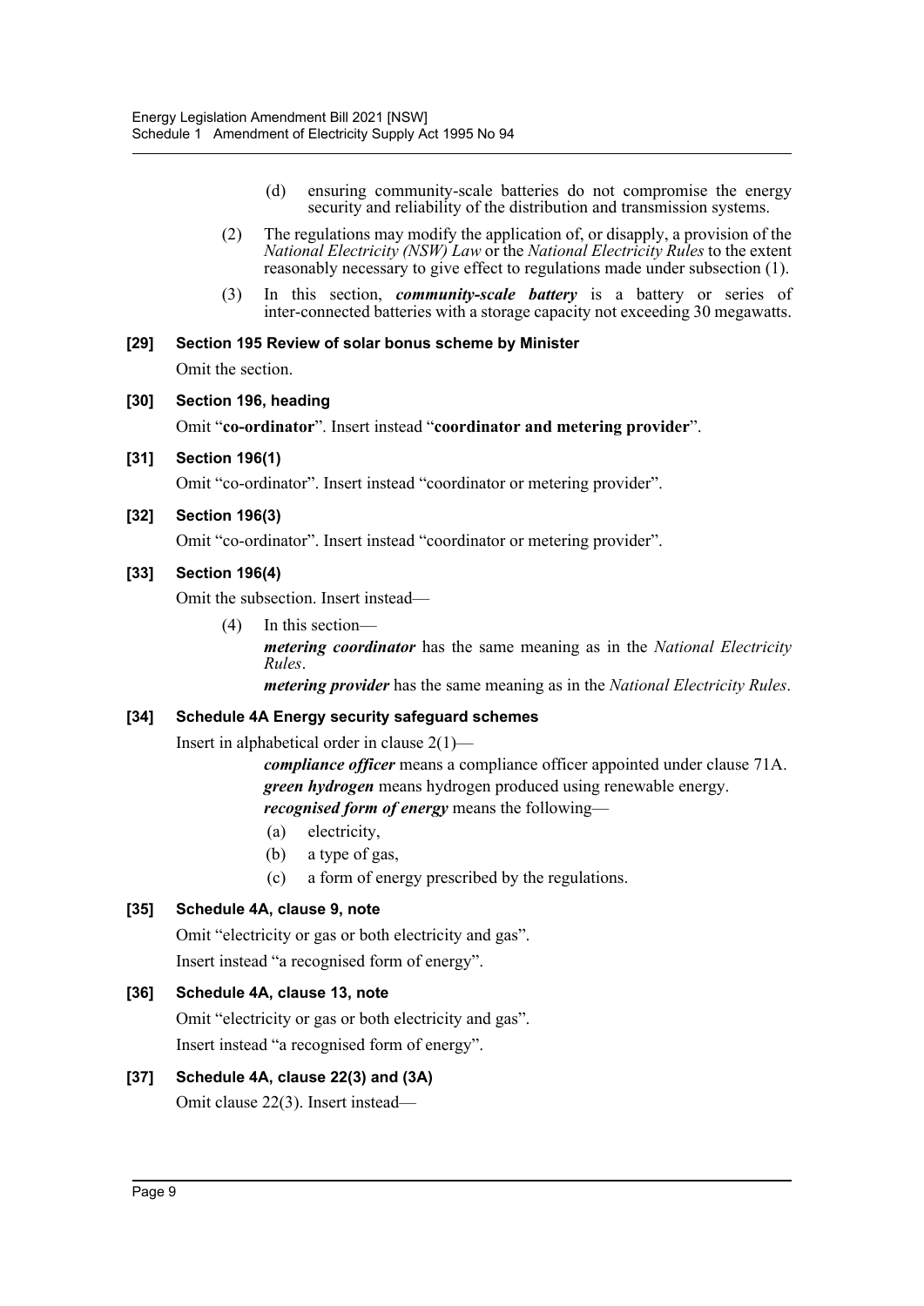(d) ensuring community-scale batteries do not compromise the energy security and reliability of the distribution and transmission systems.

(2) The regulations may modify the application of, or disapply, a provision of the *National Electricity (NSW) Law* or the *National Electricity Rules* to the extent reasonably necessary to give effect to regulations made under subsection (1).

(3) In this section, ***community-scale battery*** is a battery or series of inter-connected batteries with a storage capacity not exceeding 30 megawatts.

**[29] Section 195 Review of solar bonus scheme by Minister**

Omit the section.

**[30] Section 196, heading**

Omit "**co-ordinator**". Insert instead "**coordinator and metering provider**".

**[31] Section 196(1)**

Omit "co-ordinator". Insert instead "coordinator or metering provider".

**[32] Section 196(3)**

Omit "co-ordinator". Insert instead "coordinator or metering provider".

**[33] Section 196(4)**

Omit the subsection. Insert instead—

(4) In this section—

***metering coordinator*** has the same meaning as in the *National Electricity Rules*.

***metering provider*** has the same meaning as in the *National Electricity Rules*.

**[34] Schedule 4A Energy security safeguard schemes**

Insert in alphabetical order in clause 2(1)—

***compliance officer*** means a compliance officer appointed under clause 71A.

***green hydrogen*** means hydrogen produced using renewable energy.

***recognised form of energy*** means the following—

(a) electricity,

(b) a type of gas,

(c) a form of energy prescribed by the regulations.

**[35] Schedule 4A, clause 9, note**

Omit "electricity or gas or both electricity and gas".

Insert instead "a recognised form of energy".

**[36] Schedule 4A, clause 13, note**

Omit "electricity or gas or both electricity and gas".

Insert instead "a recognised form of energy".

**[37] Schedule 4A, clause 22(3) and (3A)**

Omit clause 22(3). Insert instead—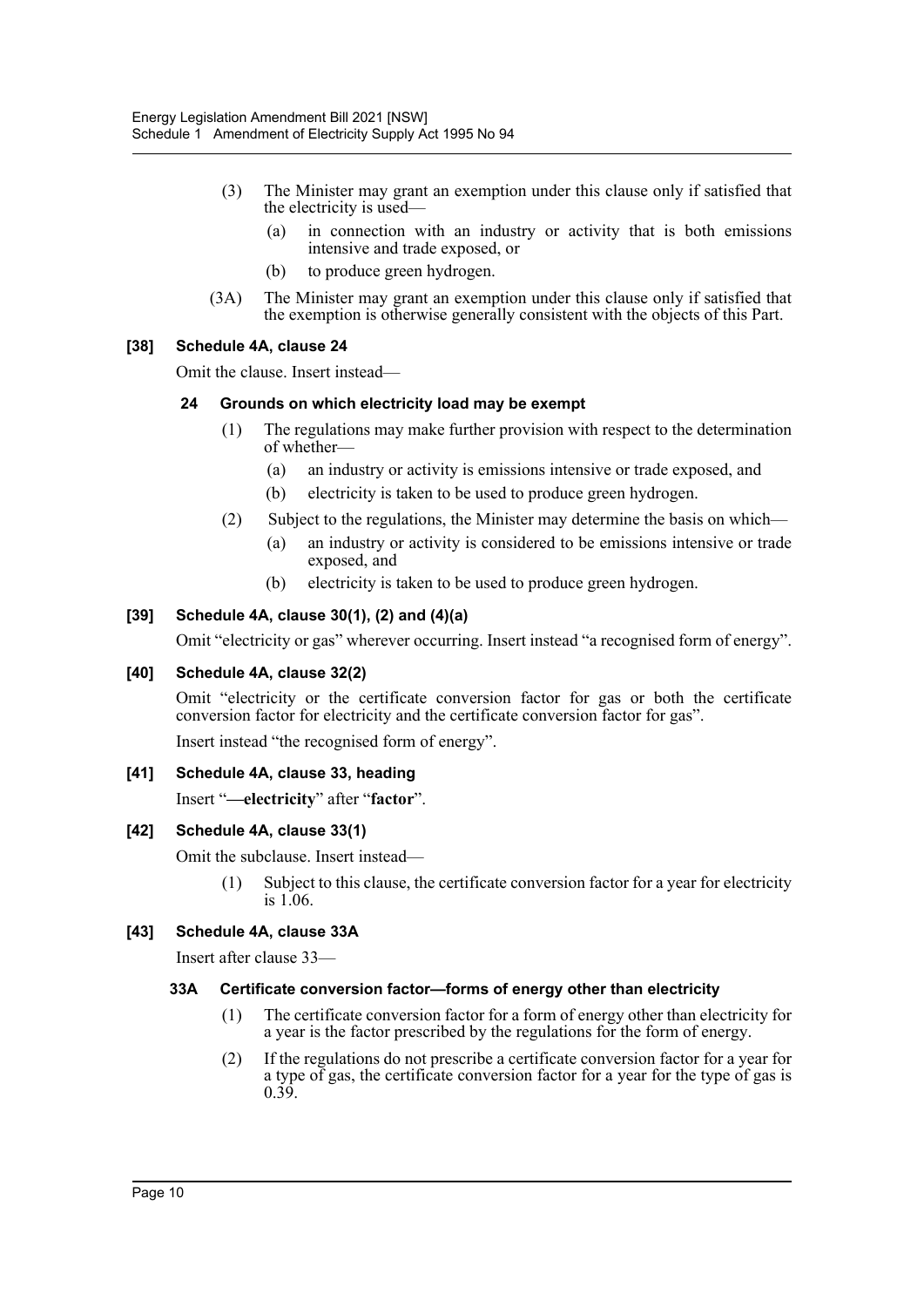(3) The Minister may grant an exemption under this clause only if satisfied that the electricity is used—

(a) in connection with an industry or activity that is both emissions intensive and trade exposed, or

(b) to produce green hydrogen.

(3A) The Minister may grant an exemption under this clause only if satisfied that the exemption is otherwise generally consistent with the objects of this Part.

#### [38] Schedule 4A, clause 24

Omit the clause. Insert instead—

##### 24 Grounds on which electricity load may be exempt

(1) The regulations may make further provision with respect to the determination of whether—

(a) an industry or activity is emissions intensive or trade exposed, and

(b) electricity is taken to be used to produce green hydrogen.

(2) Subject to the regulations, the Minister may determine the basis on which—

(a) an industry or activity is considered to be emissions intensive or trade exposed, and

(b) electricity is taken to be used to produce green hydrogen.

#### [39] Schedule 4A, clause 30(1), (2) and (4)(a)

Omit "electricity or gas" wherever occurring. Insert instead "a recognised form of energy".

#### [40] Schedule 4A, clause 32(2)

Omit "electricity or the certificate conversion factor for gas or both the certificate conversion factor for electricity and the certificate conversion factor for gas".

Insert instead "the recognised form of energy".

#### [41] Schedule 4A, clause 33, heading

Insert "**—electricity**" after "**factor**".

#### [42] Schedule 4A, clause 33(1)

Omit the subclause. Insert instead—

(1) Subject to this clause, the certificate conversion factor for a year for electricity is 1.06.

#### [43] Schedule 4A, clause 33A

Insert after clause 33—

##### 33A Certificate conversion factor—forms of energy other than electricity

(1) The certificate conversion factor for a form of energy other than electricity for a year is the factor prescribed by the regulations for the form of energy.

(2) If the regulations do not prescribe a certificate conversion factor for a year for a type of gas, the certificate conversion factor for a year for the type of gas is 0.39.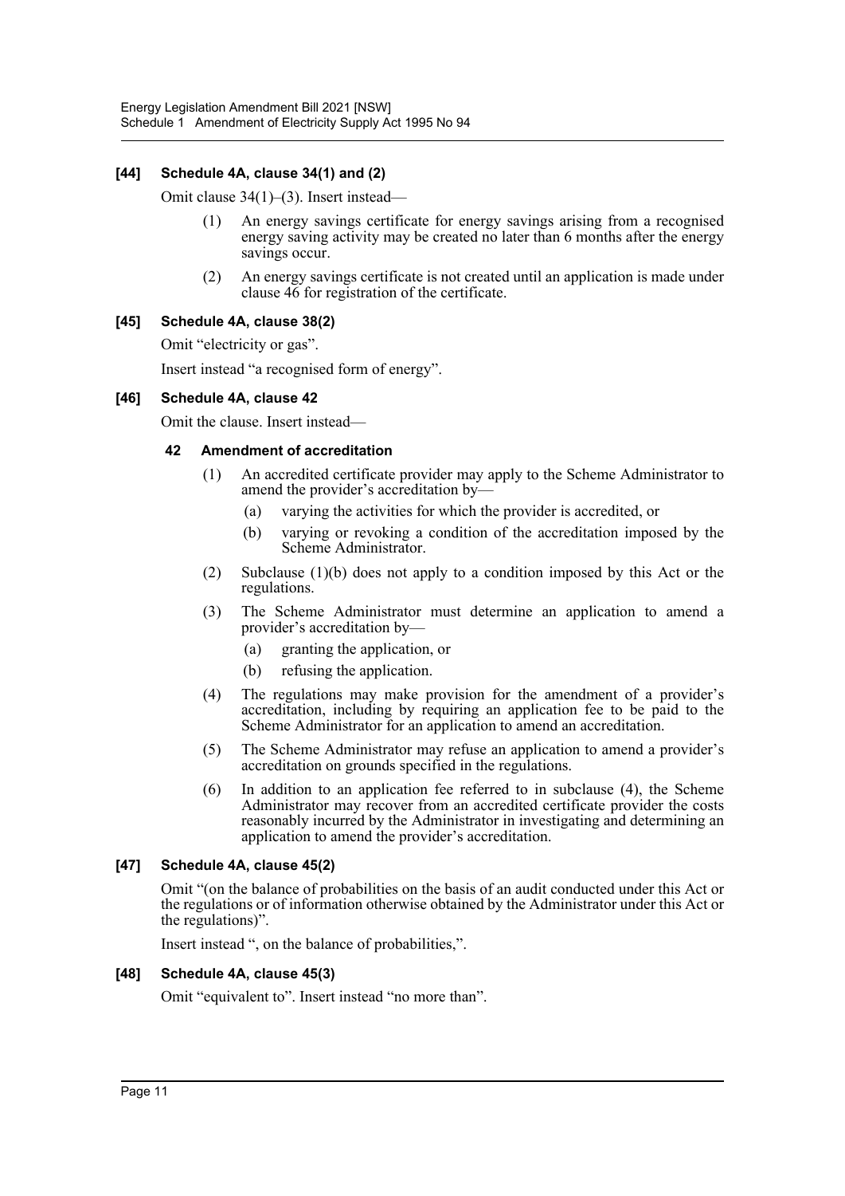### [44] Schedule 4A, clause 34(1) and (2)

Omit clause 34(1)–(3). Insert instead—

(1) An energy savings certificate for energy savings arising from a recognised energy saving activity may be created no later than 6 months after the energy savings occur.

(2) An energy savings certificate is not created until an application is made under clause 46 for registration of the certificate.

### [45] Schedule 4A, clause 38(2)

Omit "electricity or gas".

Insert instead "a recognised form of energy".

### [46] Schedule 4A, clause 42

Omit the clause. Insert instead—

#### 42 Amendment of accreditation

(1) An accredited certificate provider may apply to the Scheme Administrator to amend the provider's accreditation by—

(a) varying the activities for which the provider is accredited, or

(b) varying or revoking a condition of the accreditation imposed by the Scheme Administrator.

(2) Subclause (1)(b) does not apply to a condition imposed by this Act or the regulations.

(3) The Scheme Administrator must determine an application to amend a provider's accreditation by—

(a) granting the application, or

(b) refusing the application.

(4) The regulations may make provision for the amendment of a provider's accreditation, including by requiring an application fee to be paid to the Scheme Administrator for an application to amend an accreditation.

(5) The Scheme Administrator may refuse an application to amend a provider's accreditation on grounds specified in the regulations.

(6) In addition to an application fee referred to in subclause (4), the Scheme Administrator may recover from an accredited certificate provider the costs reasonably incurred by the Administrator in investigating and determining an application to amend the provider's accreditation.

### [47] Schedule 4A, clause 45(2)

Omit "(on the balance of probabilities on the basis of an audit conducted under this Act or the regulations or of information otherwise obtained by the Administrator under this Act or the regulations)".

Insert instead ", on the balance of probabilities,".

### [48] Schedule 4A, clause 45(3)

Omit "equivalent to". Insert instead "no more than".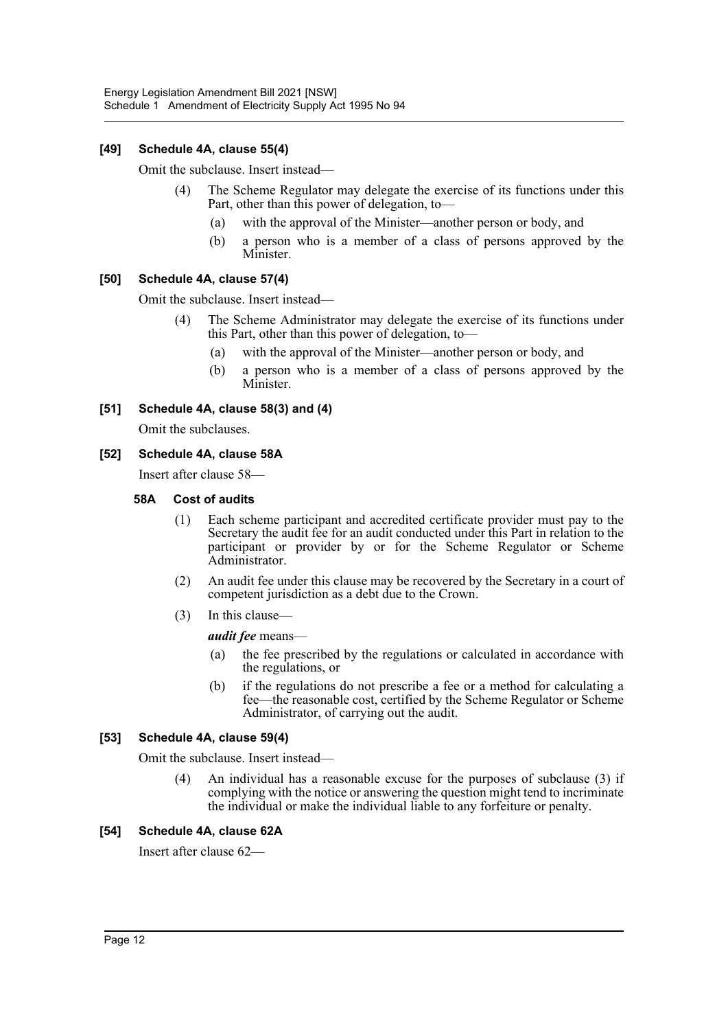### [49] Schedule 4A, clause 55(4)

Omit the subclause. Insert instead—

(4) The Scheme Regulator may delegate the exercise of its functions under this Part, other than this power of delegation, to—

(a) with the approval of the Minister—another person or body, and

(b) a person who is a member of a class of persons approved by the Minister.

### [50] Schedule 4A, clause 57(4)

Omit the subclause. Insert instead—

(4) The Scheme Administrator may delegate the exercise of its functions under this Part, other than this power of delegation, to—

(a) with the approval of the Minister—another person or body, and

(b) a person who is a member of a class of persons approved by the Minister.

### [51] Schedule 4A, clause 58(3) and (4)

Omit the subclauses.

### [52] Schedule 4A, clause 58A

Insert after clause 58—

#### 58A Cost of audits

(1) Each scheme participant and accredited certificate provider must pay to the Secretary the audit fee for an audit conducted under this Part in relation to the participant or provider by or for the Scheme Regulator or Scheme Administrator.

(2) An audit fee under this clause may be recovered by the Secretary in a court of competent jurisdiction as a debt due to the Crown.

(3) In this clause—

***audit fee*** means—

(a) the fee prescribed by the regulations or calculated in accordance with the regulations, or

(b) if the regulations do not prescribe a fee or a method for calculating a fee—the reasonable cost, certified by the Scheme Regulator or Scheme Administrator, of carrying out the audit.

### [53] Schedule 4A, clause 59(4)

Omit the subclause. Insert instead—

(4) An individual has a reasonable excuse for the purposes of subclause (3) if complying with the notice or answering the question might tend to incriminate the individual or make the individual liable to any forfeiture or penalty.

### [54] Schedule 4A, clause 62A

Insert after clause 62—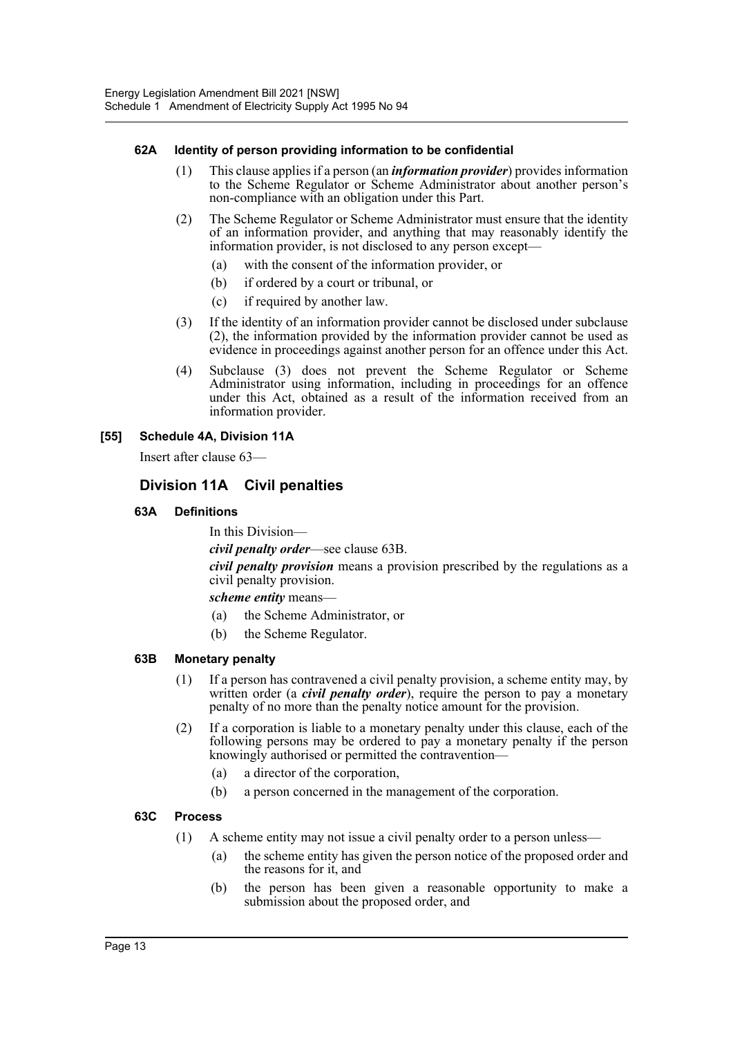#### 62A Identity of person providing information to be confidential

(1) This clause applies if a person (an ***information provider***) provides information to the Scheme Regulator or Scheme Administrator about another person's non-compliance with an obligation under this Part.

(2) The Scheme Regulator or Scheme Administrator must ensure that the identity of an information provider, and anything that may reasonably identify the information provider, is not disclosed to any person except—

- (a) with the consent of the information provider, or
- (b) if ordered by a court or tribunal, or
- (c) if required by another law.

(3) If the identity of an information provider cannot be disclosed under subclause (2), the information provided by the information provider cannot be used as evidence in proceedings against another person for an offence under this Act.

(4) Subclause (3) does not prevent the Scheme Regulator or Scheme Administrator using information, including in proceedings for an offence under this Act, obtained as a result of the information received from an information provider.

#### [55] Schedule 4A, Division 11A

Insert after clause 63—

## Division 11A Civil penalties

#### 63A Definitions

In this Division—

***civil penalty order***—see clause 63B.

***civil penalty provision*** means a provision prescribed by the regulations as a civil penalty provision.

***scheme entity*** means—

- (a) the Scheme Administrator, or
- (b) the Scheme Regulator.

#### 63B Monetary penalty

(1) If a person has contravened a civil penalty provision, a scheme entity may, by written order (a ***civil penalty order***), require the person to pay a monetary penalty of no more than the penalty notice amount for the provision.

(2) If a corporation is liable to a monetary penalty under this clause, each of the following persons may be ordered to pay a monetary penalty if the person knowingly authorised or permitted the contravention—

- (a) a director of the corporation,
- (b) a person concerned in the management of the corporation.

#### 63C Process

(1) A scheme entity may not issue a civil penalty order to a person unless—

- (a) the scheme entity has given the person notice of the proposed order and the reasons for it, and
- (b) the person has been given a reasonable opportunity to make a submission about the proposed order, and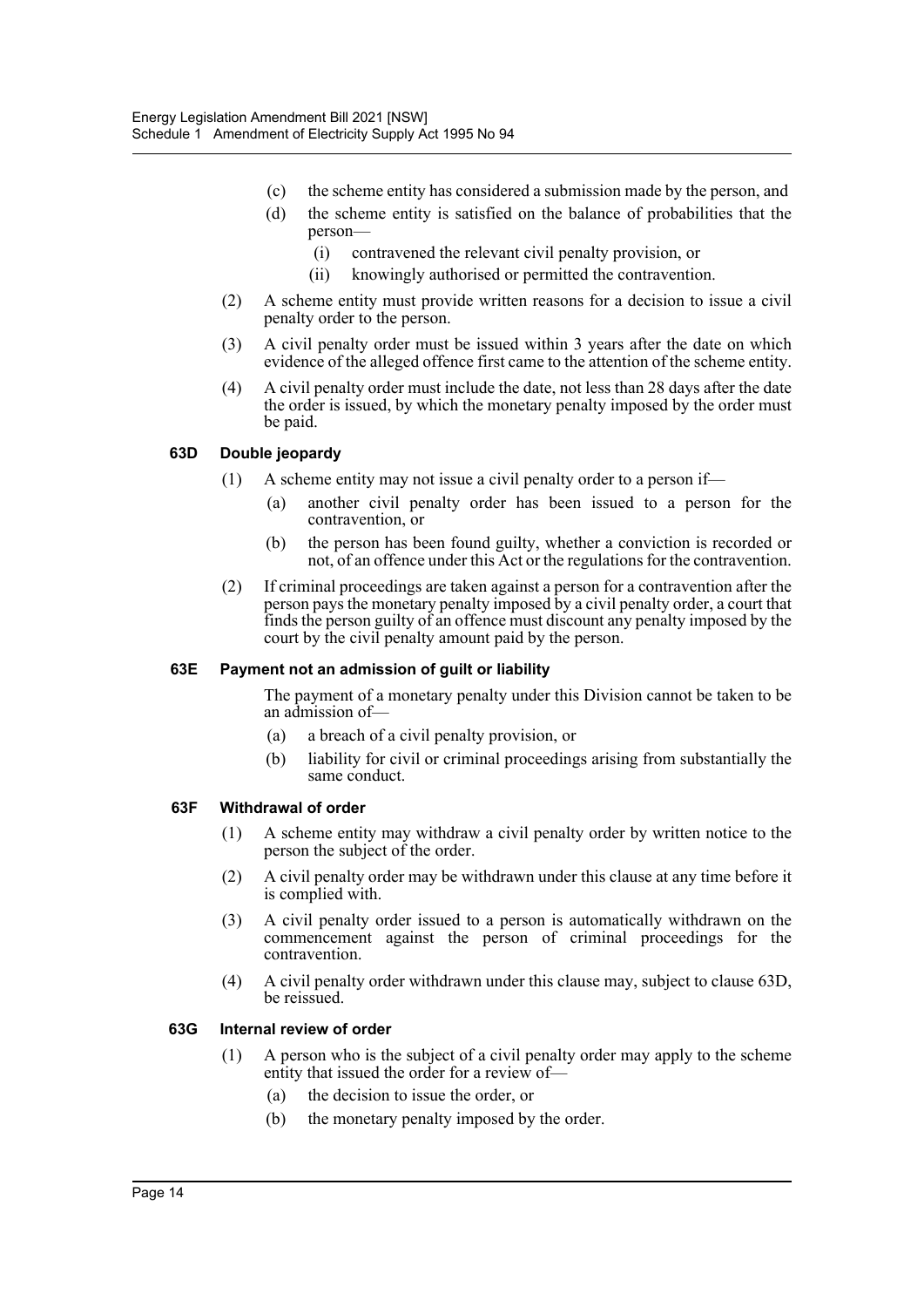(c) the scheme entity has considered a submission made by the person, and

(d) the scheme entity is satisfied on the balance of probabilities that the person—

(i) contravened the relevant civil penalty provision, or

(ii) knowingly authorised or permitted the contravention.

(2) A scheme entity must provide written reasons for a decision to issue a civil penalty order to the person.

(3) A civil penalty order must be issued within 3 years after the date on which evidence of the alleged offence first came to the attention of the scheme entity.

(4) A civil penalty order must include the date, not less than 28 days after the date the order is issued, by which the monetary penalty imposed by the order must be paid.

#### 63D Double jeopardy

(1) A scheme entity may not issue a civil penalty order to a person if—

(a) another civil penalty order has been issued to a person for the contravention, or

(b) the person has been found guilty, whether a conviction is recorded or not, of an offence under this Act or the regulations for the contravention.

(2) If criminal proceedings are taken against a person for a contravention after the person pays the monetary penalty imposed by a civil penalty order, a court that finds the person guilty of an offence must discount any penalty imposed by the court by the civil penalty amount paid by the person.

#### 63E Payment not an admission of guilt or liability

The payment of a monetary penalty under this Division cannot be taken to be an admission of—

(a) a breach of a civil penalty provision, or

(b) liability for civil or criminal proceedings arising from substantially the same conduct.

#### 63F Withdrawal of order

(1) A scheme entity may withdraw a civil penalty order by written notice to the person the subject of the order.

(2) A civil penalty order may be withdrawn under this clause at any time before it is complied with.

(3) A civil penalty order issued to a person is automatically withdrawn on the commencement against the person of criminal proceedings for the contravention.

(4) A civil penalty order withdrawn under this clause may, subject to clause 63D, be reissued.

#### 63G Internal review of order

(1) A person who is the subject of a civil penalty order may apply to the scheme entity that issued the order for a review of—

(a) the decision to issue the order, or

(b) the monetary penalty imposed by the order.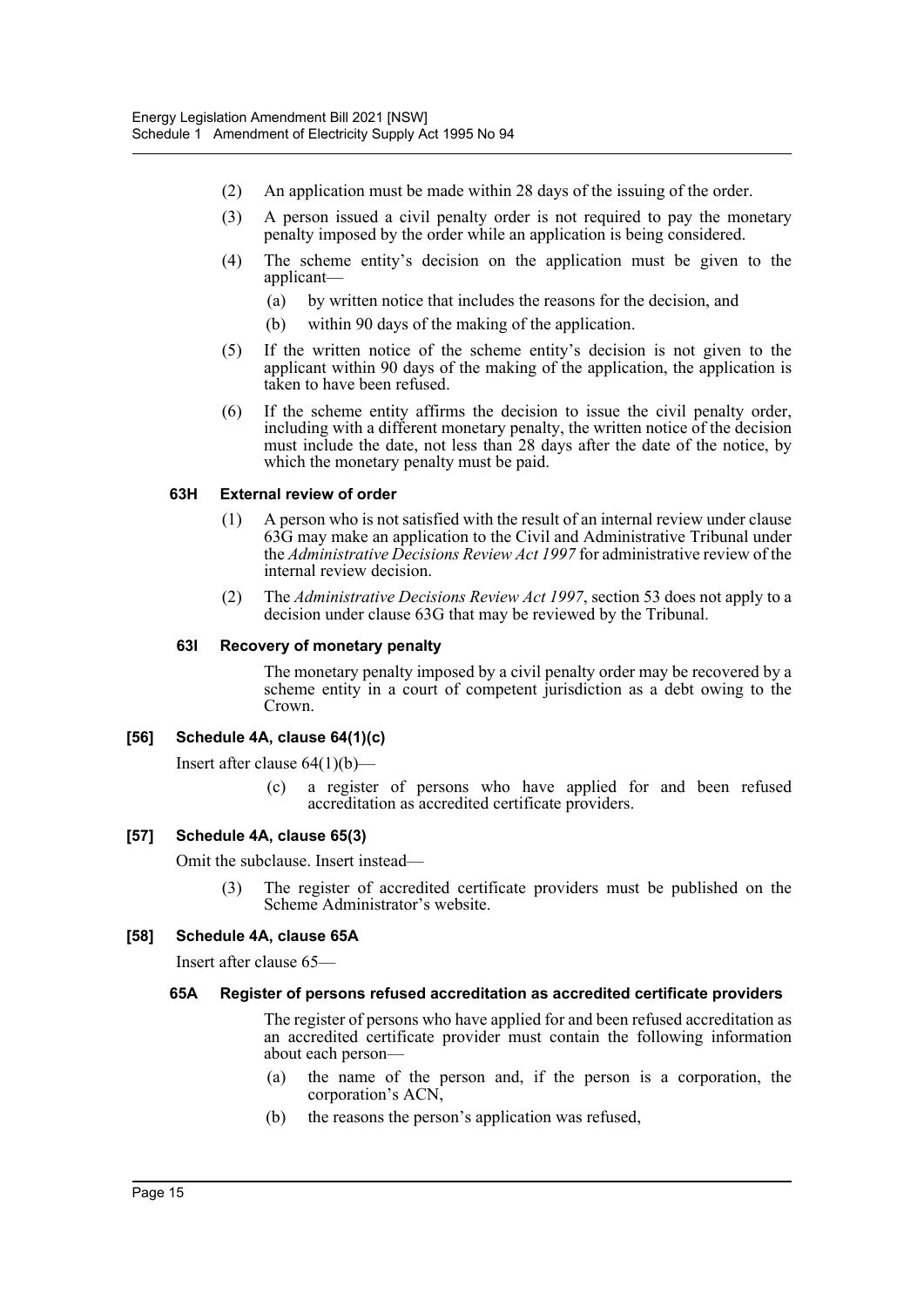(2) An application must be made within 28 days of the issuing of the order.

(3) A person issued a civil penalty order is not required to pay the monetary penalty imposed by the order while an application is being considered.

(4) The scheme entity's decision on the application must be given to the applicant—

(a) by written notice that includes the reasons for the decision, and

(b) within 90 days of the making of the application.

(5) If the written notice of the scheme entity's decision is not given to the applicant within 90 days of the making of the application, the application is taken to have been refused.

(6) If the scheme entity affirms the decision to issue the civil penalty order, including with a different monetary penalty, the written notice of the decision must include the date, not less than 28 days after the date of the notice, by which the monetary penalty must be paid.

#### 63H External review of order

(1) A person who is not satisfied with the result of an internal review under clause 63G may make an application to the Civil and Administrative Tribunal under the *Administrative Decisions Review Act 1997* for administrative review of the internal review decision.

(2) The *Administrative Decisions Review Act 1997*, section 53 does not apply to a decision under clause 63G that may be reviewed by the Tribunal.

#### 63I Recovery of monetary penalty

The monetary penalty imposed by a civil penalty order may be recovered by a scheme entity in a court of competent jurisdiction as a debt owing to the Crown.

### [56] Schedule 4A, clause 64(1)(c)

Insert after clause 64(1)(b)—

(c) a register of persons who have applied for and been refused accreditation as accredited certificate providers.

### [57] Schedule 4A, clause 65(3)

Omit the subclause. Insert instead—

(3) The register of accredited certificate providers must be published on the Scheme Administrator's website.

### [58] Schedule 4A, clause 65A

Insert after clause 65—

#### 65A Register of persons refused accreditation as accredited certificate providers

The register of persons who have applied for and been refused accreditation as an accredited certificate provider must contain the following information about each person—

(a) the name of the person and, if the person is a corporation, the corporation's ACN,

(b) the reasons the person's application was refused,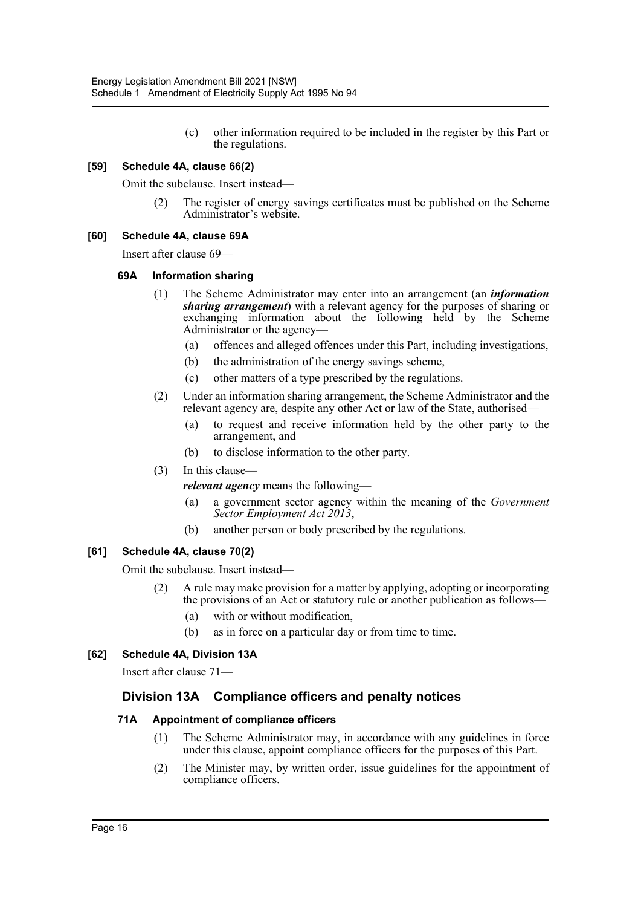(c) other information required to be included in the register by this Part or the regulations.

**[59] Schedule 4A, clause 66(2)**

Omit the subclause. Insert instead—

(2) The register of energy savings certificates must be published on the Scheme Administrator's website.

**[60] Schedule 4A, clause 69A**

Insert after clause 69—

**69A Information sharing**

(1) The Scheme Administrator may enter into an arrangement (an ***information sharing arrangement***) with a relevant agency for the purposes of sharing or exchanging information about the following held by the Scheme Administrator or the agency—

(a) offences and alleged offences under this Part, including investigations,

(b) the administration of the energy savings scheme,

(c) other matters of a type prescribed by the regulations.

(2) Under an information sharing arrangement, the Scheme Administrator and the relevant agency are, despite any other Act or law of the State, authorised—

(a) to request and receive information held by the other party to the arrangement, and

(b) to disclose information to the other party.

(3) In this clause—

***relevant agency*** means the following—

(a) a government sector agency within the meaning of the *Government Sector Employment Act 2013*,

(b) another person or body prescribed by the regulations.

**[61] Schedule 4A, clause 70(2)**

Omit the subclause. Insert instead—

(2) A rule may make provision for a matter by applying, adopting or incorporating the provisions of an Act or statutory rule or another publication as follows—

(a) with or without modification,

(b) as in force on a particular day or from time to time.

**[62] Schedule 4A, Division 13A**

Insert after clause 71—

## Division 13A Compliance officers and penalty notices

**71A Appointment of compliance officers**

(1) The Scheme Administrator may, in accordance with any guidelines in force under this clause, appoint compliance officers for the purposes of this Part.

(2) The Minister may, by written order, issue guidelines for the appointment of compliance officers.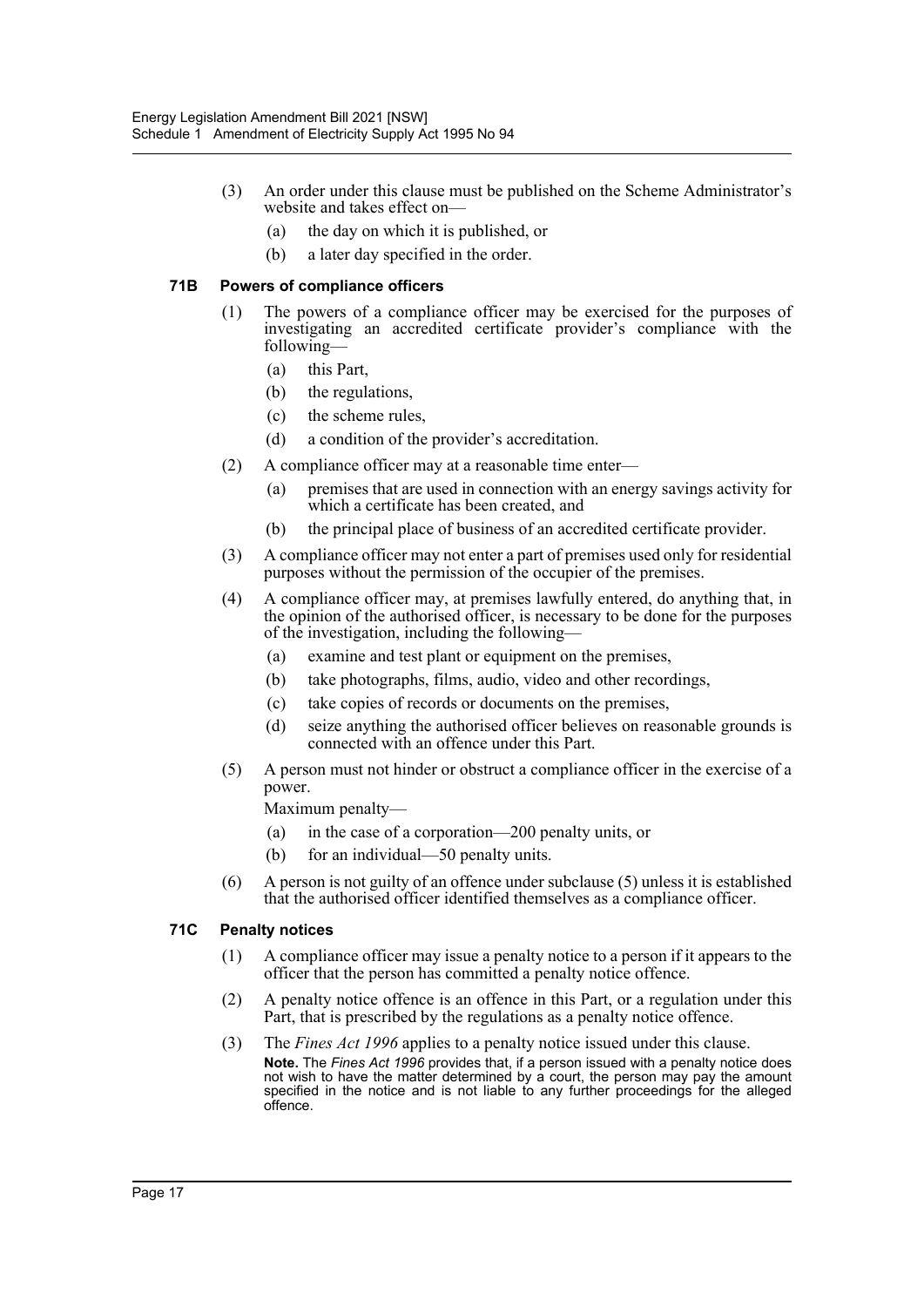(3) An order under this clause must be published on the Scheme Administrator's website and takes effect on—

(a) the day on which it is published, or

(b) a later day specified in the order.

### 71B Powers of compliance officers

(1) The powers of a compliance officer may be exercised for the purposes of investigating an accredited certificate provider's compliance with the following—

(a) this Part,

(b) the regulations,

(c) the scheme rules,

(d) a condition of the provider's accreditation.

(2) A compliance officer may at a reasonable time enter—

(a) premises that are used in connection with an energy savings activity for which a certificate has been created, and

(b) the principal place of business of an accredited certificate provider.

(3) A compliance officer may not enter a part of premises used only for residential purposes without the permission of the occupier of the premises.

(4) A compliance officer may, at premises lawfully entered, do anything that, in the opinion of the authorised officer, is necessary to be done for the purposes of the investigation, including the following—

(a) examine and test plant or equipment on the premises,

(b) take photographs, films, audio, video and other recordings,

(c) take copies of records or documents on the premises,

(d) seize anything the authorised officer believes on reasonable grounds is connected with an offence under this Part.

(5) A person must not hinder or obstruct a compliance officer in the exercise of a power.

Maximum penalty—

(a) in the case of a corporation—200 penalty units, or

(b) for an individual—50 penalty units.

(6) A person is not guilty of an offence under subclause (5) unless it is established that the authorised officer identified themselves as a compliance officer.

### 71C Penalty notices

(1) A compliance officer may issue a penalty notice to a person if it appears to the officer that the person has committed a penalty notice offence.

(2) A penalty notice offence is an offence in this Part, or a regulation under this Part, that is prescribed by the regulations as a penalty notice offence.

(3) The *Fines Act 1996* applies to a penalty notice issued under this clause.

**Note.** The *Fines Act 1996* provides that, if a person issued with a penalty notice does not wish to have the matter determined by a court, the person may pay the amount specified in the notice and is not liable to any further proceedings for the alleged offence.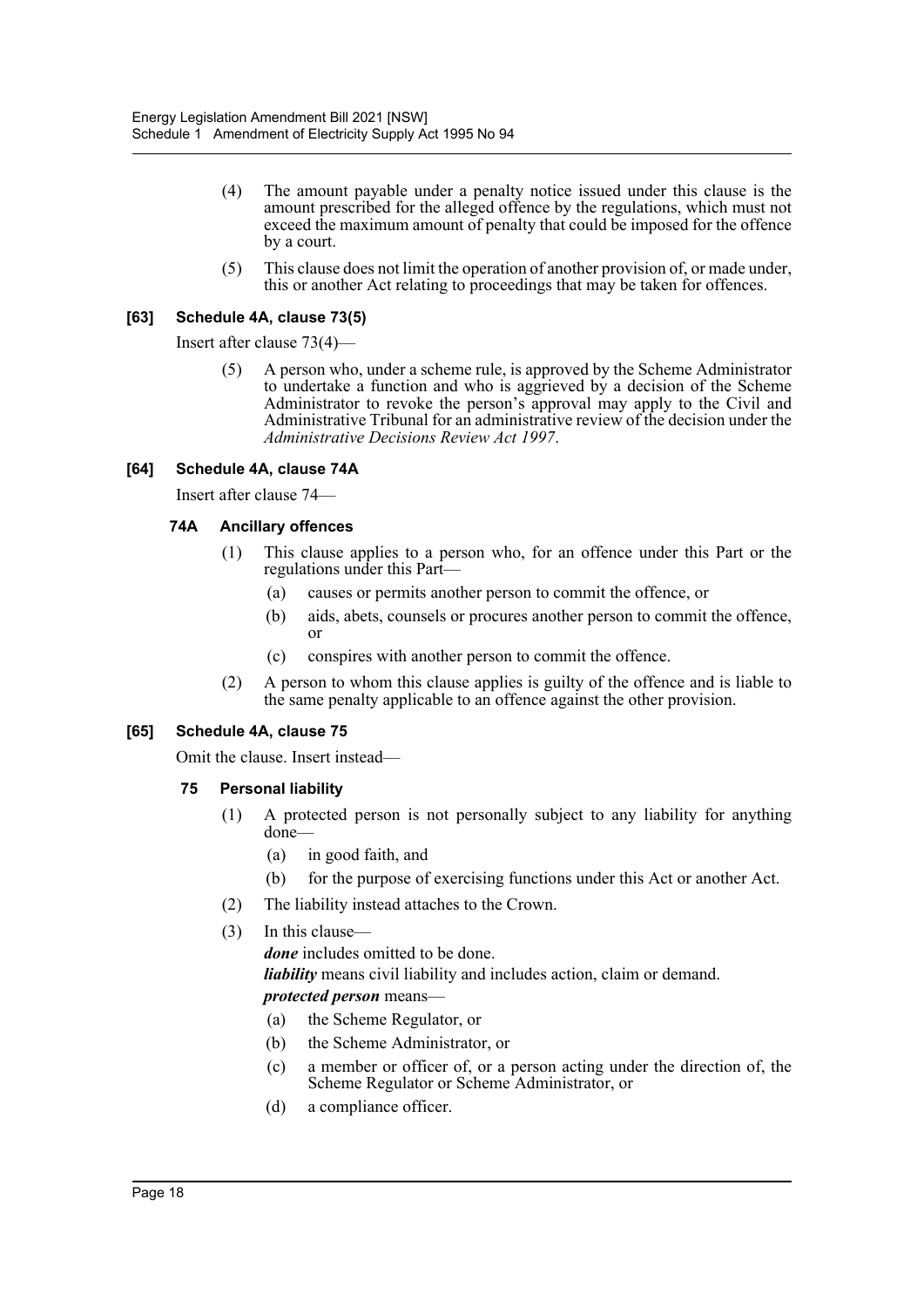(4) The amount payable under a penalty notice issued under this clause is the amount prescribed for the alleged offence by the regulations, which must not exceed the maximum amount of penalty that could be imposed for the offence by a court.

(5) This clause does not limit the operation of another provision of, or made under, this or another Act relating to proceedings that may be taken for offences.

### [63] Schedule 4A, clause 73(5)

Insert after clause 73(4)—

(5) A person who, under a scheme rule, is approved by the Scheme Administrator to undertake a function and who is aggrieved by a decision of the Scheme Administrator to revoke the person's approval may apply to the Civil and Administrative Tribunal for an administrative review of the decision under the *Administrative Decisions Review Act 1997*.

### [64] Schedule 4A, clause 74A

Insert after clause 74—

#### 74A Ancillary offences

(1) This clause applies to a person who, for an offence under this Part or the regulations under this Part—

- (a) causes or permits another person to commit the offence, or
- (b) aids, abets, counsels or procures another person to commit the offence, or
- (c) conspires with another person to commit the offence.

(2) A person to whom this clause applies is guilty of the offence and is liable to the same penalty applicable to an offence against the other provision.

### [65] Schedule 4A, clause 75

Omit the clause. Insert instead—

#### 75 Personal liability

(1) A protected person is not personally subject to any liability for anything done—

- (a) in good faith, and
- (b) for the purpose of exercising functions under this Act or another Act.

(2) The liability instead attaches to the Crown.

(3) In this clause—

***done*** includes omitted to be done.

***liability*** means civil liability and includes action, claim or demand.

***protected person*** means—

- (a) the Scheme Regulator, or
- (b) the Scheme Administrator, or
- (c) a member or officer of, or a person acting under the direction of, the Scheme Regulator or Scheme Administrator, or
- (d) a compliance officer.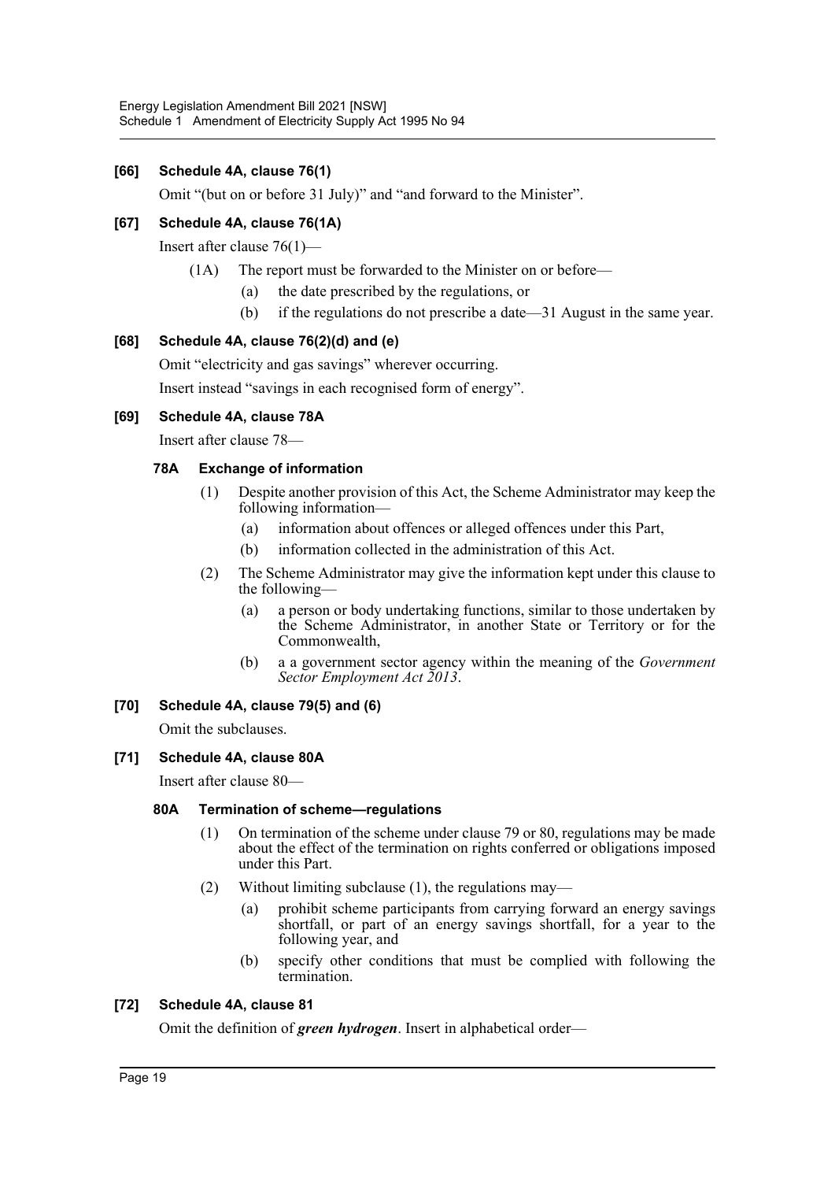### [66] Schedule 4A, clause 76(1)

Omit "(but on or before 31 July)" and "and forward to the Minister".

### [67] Schedule 4A, clause 76(1A)

Insert after clause 76(1)—

(1A) The report must be forwarded to the Minister on or before—

(a) the date prescribed by the regulations, or

(b) if the regulations do not prescribe a date—31 August in the same year.

### [68] Schedule 4A, clause 76(2)(d) and (e)

Omit "electricity and gas savings" wherever occurring.

Insert instead "savings in each recognised form of energy".

### [69] Schedule 4A, clause 78A

Insert after clause 78—

#### 78A Exchange of information

(1) Despite another provision of this Act, the Scheme Administrator may keep the following information—

(a) information about offences or alleged offences under this Part,

(b) information collected in the administration of this Act.

(2) The Scheme Administrator may give the information kept under this clause to the following—

(a) a person or body undertaking functions, similar to those undertaken by the Scheme Administrator, in another State or Territory or for the Commonwealth,

(b) a a government sector agency within the meaning of the *Government Sector Employment Act 2013*.

### [70] Schedule 4A, clause 79(5) and (6)

Omit the subclauses.

### [71] Schedule 4A, clause 80A

Insert after clause 80—

#### 80A Termination of scheme—regulations

(1) On termination of the scheme under clause 79 or 80, regulations may be made about the effect of the termination on rights conferred or obligations imposed under this Part.

(2) Without limiting subclause (1), the regulations may—

(a) prohibit scheme participants from carrying forward an energy savings shortfall, or part of an energy savings shortfall, for a year to the following year, and

(b) specify other conditions that must be complied with following the termination.

### [72] Schedule 4A, clause 81

Omit the definition of ***green hydrogen***. Insert in alphabetical order—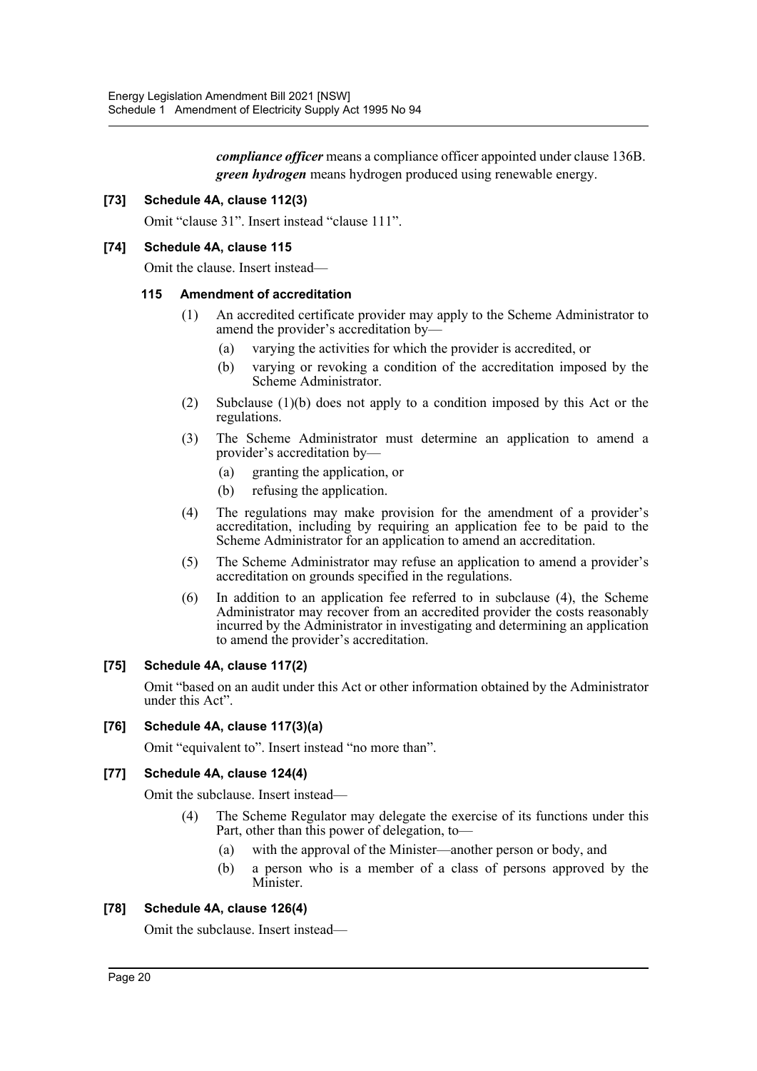***compliance officer*** means a compliance officer appointed under clause 136B.

***green hydrogen*** means hydrogen produced using renewable energy.

**[73] Schedule 4A, clause 112(3)**

Omit "clause 31". Insert instead "clause 111".

**[74] Schedule 4A, clause 115**

Omit the clause. Insert instead—

**115 Amendment of accreditation**

(1) An accredited certificate provider may apply to the Scheme Administrator to amend the provider's accreditation by—

(a) varying the activities for which the provider is accredited, or

(b) varying or revoking a condition of the accreditation imposed by the Scheme Administrator.

(2) Subclause (1)(b) does not apply to a condition imposed by this Act or the regulations.

(3) The Scheme Administrator must determine an application to amend a provider's accreditation by—

(a) granting the application, or

(b) refusing the application.

(4) The regulations may make provision for the amendment of a provider's accreditation, including by requiring an application fee to be paid to the Scheme Administrator for an application to amend an accreditation.

(5) The Scheme Administrator may refuse an application to amend a provider's accreditation on grounds specified in the regulations.

(6) In addition to an application fee referred to in subclause (4), the Scheme Administrator may recover from an accredited provider the costs reasonably incurred by the Administrator in investigating and determining an application to amend the provider's accreditation.

**[75] Schedule 4A, clause 117(2)**

Omit "based on an audit under this Act or other information obtained by the Administrator under this Act".

**[76] Schedule 4A, clause 117(3)(a)**

Omit "equivalent to". Insert instead "no more than".

**[77] Schedule 4A, clause 124(4)**

Omit the subclause. Insert instead—

(4) The Scheme Regulator may delegate the exercise of its functions under this Part, other than this power of delegation, to—

(a) with the approval of the Minister—another person or body, and

(b) a person who is a member of a class of persons approved by the Minister.

**[78] Schedule 4A, clause 126(4)**

Omit the subclause. Insert instead—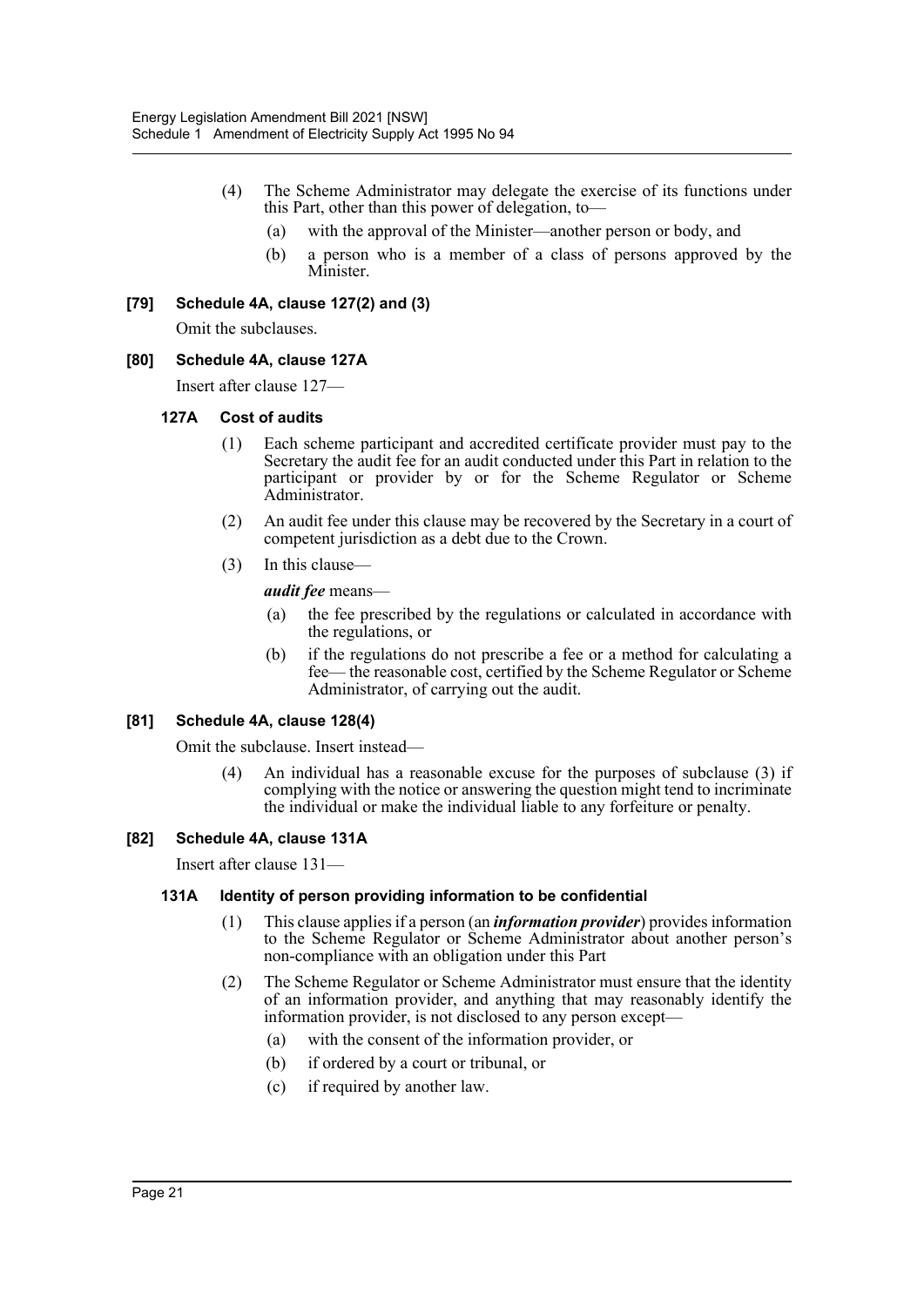(4) The Scheme Administrator may delegate the exercise of its functions under this Part, other than this power of delegation, to—

(a) with the approval of the Minister—another person or body, and

(b) a person who is a member of a class of persons approved by the Minister.

### [79] Schedule 4A, clause 127(2) and (3)

Omit the subclauses.

### [80] Schedule 4A, clause 127A

Insert after clause 127—

#### 127A Cost of audits

(1) Each scheme participant and accredited certificate provider must pay to the Secretary the audit fee for an audit conducted under this Part in relation to the participant or provider by or for the Scheme Regulator or Scheme Administrator.

(2) An audit fee under this clause may be recovered by the Secretary in a court of competent jurisdiction as a debt due to the Crown.

(3) In this clause—

***audit fee*** means—

(a) the fee prescribed by the regulations or calculated in accordance with the regulations, or

(b) if the regulations do not prescribe a fee or a method for calculating a fee— the reasonable cost, certified by the Scheme Regulator or Scheme Administrator, of carrying out the audit.

### [81] Schedule 4A, clause 128(4)

Omit the subclause. Insert instead—

(4) An individual has a reasonable excuse for the purposes of subclause (3) if complying with the notice or answering the question might tend to incriminate the individual or make the individual liable to any forfeiture or penalty.

### [82] Schedule 4A, clause 131A

Insert after clause 131—

#### 131A Identity of person providing information to be confidential

(1) This clause applies if a person (an ***information provider***) provides information to the Scheme Regulator or Scheme Administrator about another person's non-compliance with an obligation under this Part

(2) The Scheme Regulator or Scheme Administrator must ensure that the identity of an information provider, and anything that may reasonably identify the information provider, is not disclosed to any person except—

(a) with the consent of the information provider, or

(b) if ordered by a court or tribunal, or

(c) if required by another law.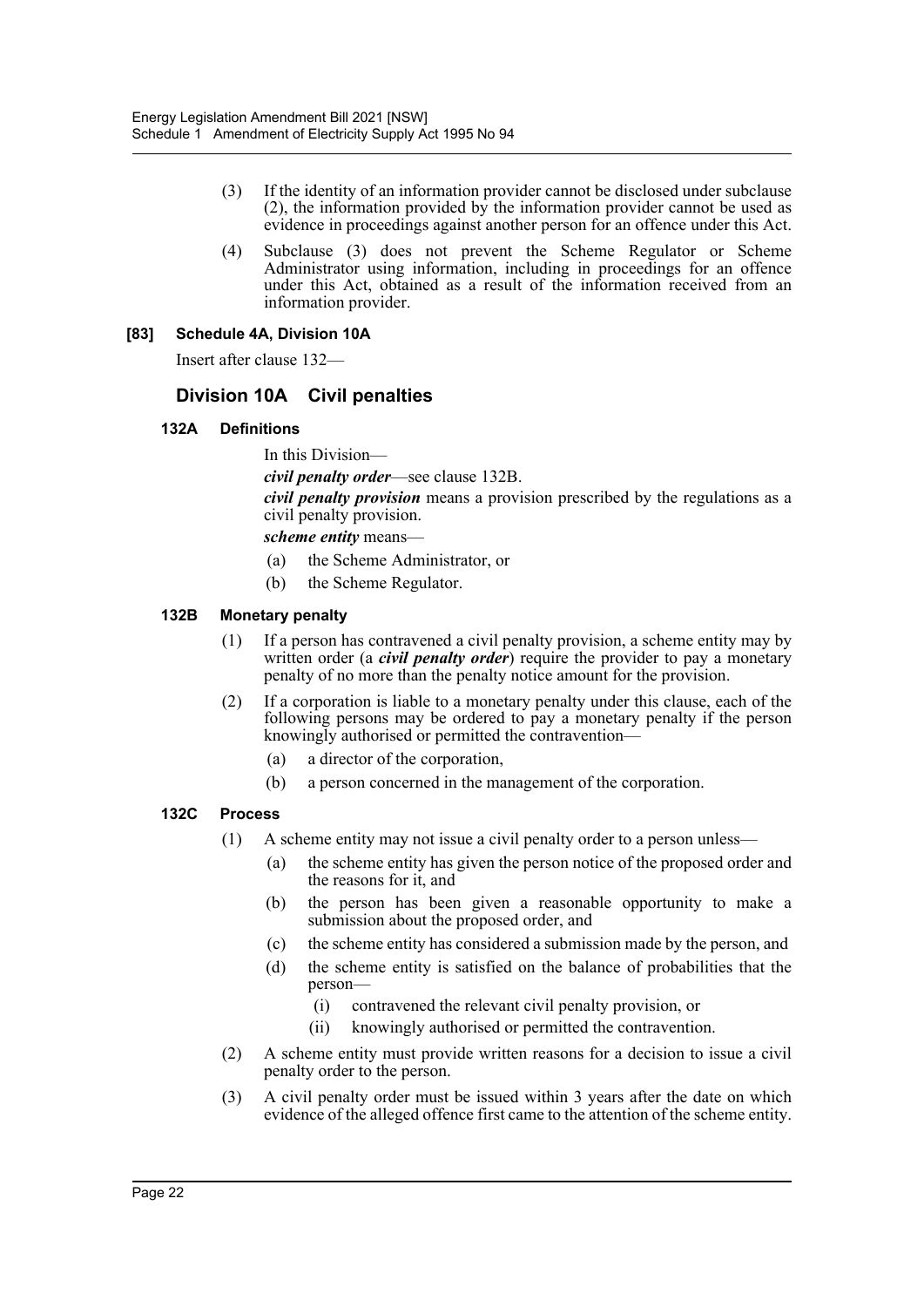(3) If the identity of an information provider cannot be disclosed under subclause (2), the information provided by the information provider cannot be used as evidence in proceedings against another person for an offence under this Act.

(4) Subclause (3) does not prevent the Scheme Regulator or Scheme Administrator using information, including in proceedings for an offence under this Act, obtained as a result of the information received from an information provider.

### [83] Schedule 4A, Division 10A

Insert after clause 132—

## Division 10A Civil penalties

### 132A Definitions

In this Division—

***civil penalty order***—see clause 132B.

***civil penalty provision*** means a provision prescribed by the regulations as a civil penalty provision.

***scheme entity*** means—

(a) the Scheme Administrator, or

(b) the Scheme Regulator.

### 132B Monetary penalty

(1) If a person has contravened a civil penalty provision, a scheme entity may by written order (a ***civil penalty order***) require the provider to pay a monetary penalty of no more than the penalty notice amount for the provision.

(2) If a corporation is liable to a monetary penalty under this clause, each of the following persons may be ordered to pay a monetary penalty if the person knowingly authorised or permitted the contravention—

(a) a director of the corporation,

(b) a person concerned in the management of the corporation.

### 132C Process

(1) A scheme entity may not issue a civil penalty order to a person unless—

(a) the scheme entity has given the person notice of the proposed order and the reasons for it, and

(b) the person has been given a reasonable opportunity to make a submission about the proposed order, and

(c) the scheme entity has considered a submission made by the person, and

(d) the scheme entity is satisfied on the balance of probabilities that the person—

(i) contravened the relevant civil penalty provision, or

(ii) knowingly authorised or permitted the contravention.

(2) A scheme entity must provide written reasons for a decision to issue a civil penalty order to the person.

(3) A civil penalty order must be issued within 3 years after the date on which evidence of the alleged offence first came to the attention of the scheme entity.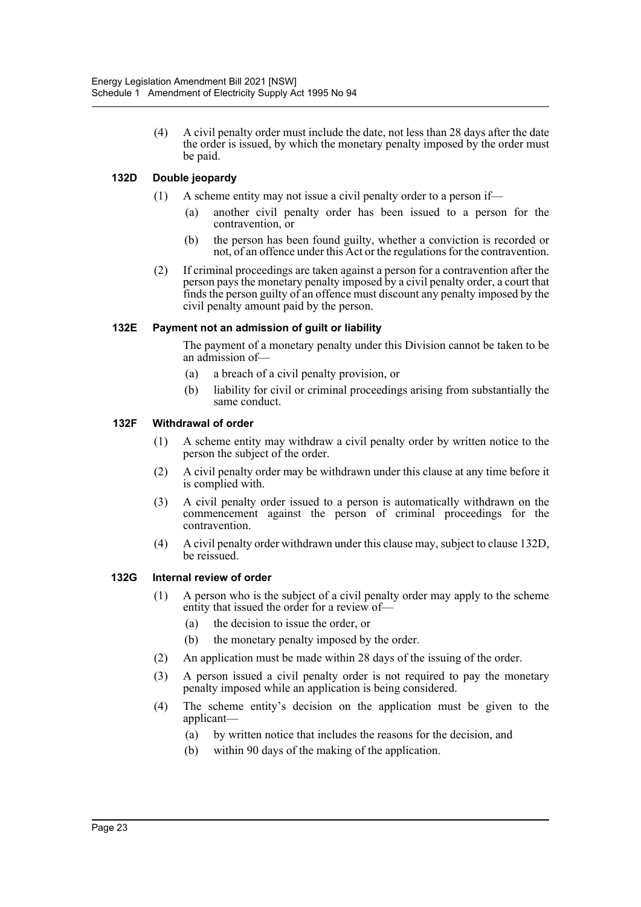(4) A civil penalty order must include the date, not less than 28 days after the date the order is issued, by which the monetary penalty imposed by the order must be paid.

### 132D Double jeopardy

(1) A scheme entity may not issue a civil penalty order to a person if—

  (a) another civil penalty order has been issued to a person for the contravention, or

  (b) the person has been found guilty, whether a conviction is recorded or not, of an offence under this Act or the regulations for the contravention.

(2) If criminal proceedings are taken against a person for a contravention after the person pays the monetary penalty imposed by a civil penalty order, a court that finds the person guilty of an offence must discount any penalty imposed by the civil penalty amount paid by the person.

### 132E Payment not an admission of guilt or liability

The payment of a monetary penalty under this Division cannot be taken to be an admission of—

  (a) a breach of a civil penalty provision, or

  (b) liability for civil or criminal proceedings arising from substantially the same conduct.

### 132F Withdrawal of order

(1) A scheme entity may withdraw a civil penalty order by written notice to the person the subject of the order.

(2) A civil penalty order may be withdrawn under this clause at any time before it is complied with.

(3) A civil penalty order issued to a person is automatically withdrawn on the commencement against the person of criminal proceedings for the contravention.

(4) A civil penalty order withdrawn under this clause may, subject to clause 132D, be reissued.

### 132G Internal review of order

(1) A person who is the subject of a civil penalty order may apply to the scheme entity that issued the order for a review of—

  (a) the decision to issue the order, or

  (b) the monetary penalty imposed by the order.

(2) An application must be made within 28 days of the issuing of the order.

(3) A person issued a civil penalty order is not required to pay the monetary penalty imposed while an application is being considered.

(4) The scheme entity's decision on the application must be given to the applicant—

  (a) by written notice that includes the reasons for the decision, and

  (b) within 90 days of the making of the application.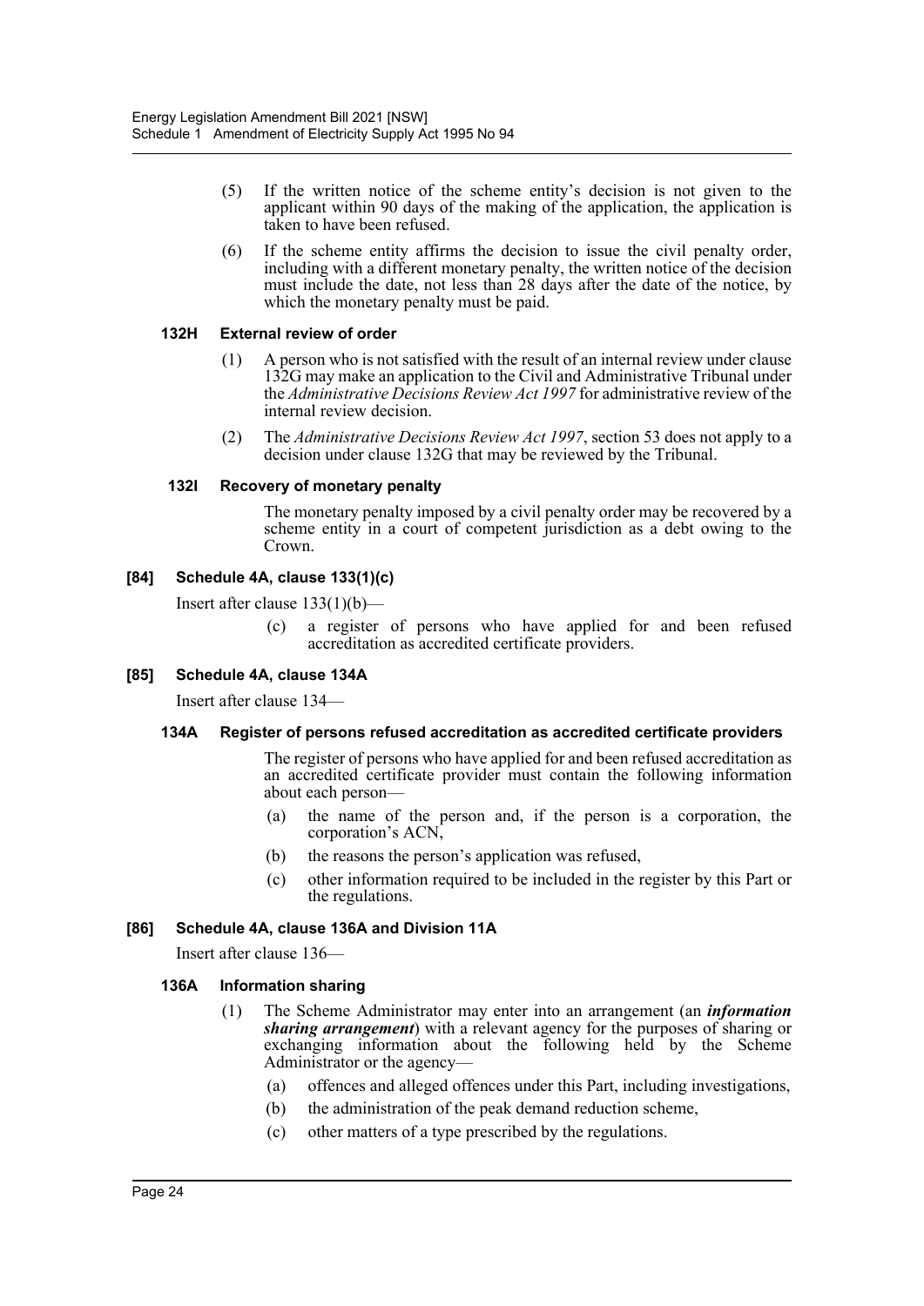(5) If the written notice of the scheme entity's decision is not given to the applicant within 90 days of the making of the application, the application is taken to have been refused.

(6) If the scheme entity affirms the decision to issue the civil penalty order, including with a different monetary penalty, the written notice of the decision must include the date, not less than 28 days after the date of the notice, by which the monetary penalty must be paid.

**132H External review of order**

(1) A person who is not satisfied with the result of an internal review under clause 132G may make an application to the Civil and Administrative Tribunal under the *Administrative Decisions Review Act 1997* for administrative review of the internal review decision.

(2) The *Administrative Decisions Review Act 1997*, section 53 does not apply to a decision under clause 132G that may be reviewed by the Tribunal.

**132I Recovery of monetary penalty**

The monetary penalty imposed by a civil penalty order may be recovered by a scheme entity in a court of competent jurisdiction as a debt owing to the Crown.

**[84] Schedule 4A, clause 133(1)(c)**

Insert after clause 133(1)(b)—

(c) a register of persons who have applied for and been refused accreditation as accredited certificate providers.

**[85] Schedule 4A, clause 134A**

Insert after clause 134—

**134A Register of persons refused accreditation as accredited certificate providers**

The register of persons who have applied for and been refused accreditation as an accredited certificate provider must contain the following information about each person—

(a) the name of the person and, if the person is a corporation, the corporation's ACN,

(b) the reasons the person's application was refused,

(c) other information required to be included in the register by this Part or the regulations.

**[86] Schedule 4A, clause 136A and Division 11A**

Insert after clause 136—

**136A Information sharing**

(1) The Scheme Administrator may enter into an arrangement (an ***information sharing arrangement***) with a relevant agency for the purposes of sharing or exchanging information about the following held by the Scheme Administrator or the agency—

(a) offences and alleged offences under this Part, including investigations,

(b) the administration of the peak demand reduction scheme,

(c) other matters of a type prescribed by the regulations.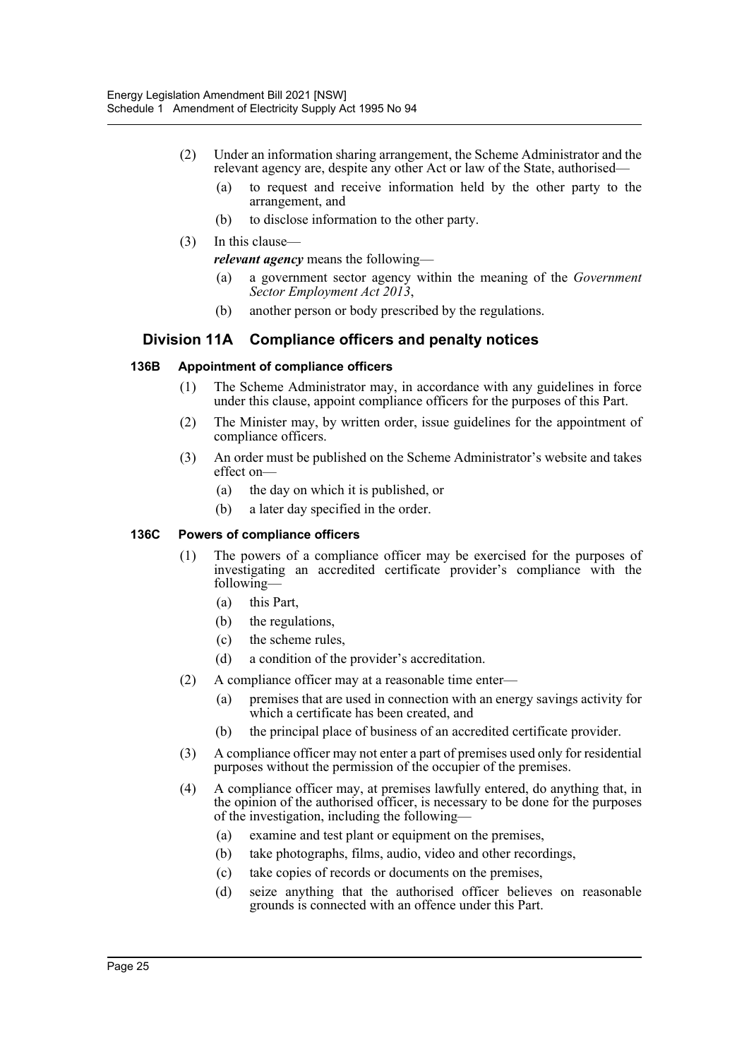(2) Under an information sharing arrangement, the Scheme Administrator and the relevant agency are, despite any other Act or law of the State, authorised—

(a) to request and receive information held by the other party to the arrangement, and

(b) to disclose information to the other party.

(3) In this clause—

***relevant agency*** means the following—

(a) a government sector agency within the meaning of the *Government Sector Employment Act 2013*,

(b) another person or body prescribed by the regulations.

## Division 11A Compliance officers and penalty notices

### 136B Appointment of compliance officers

(1) The Scheme Administrator may, in accordance with any guidelines in force under this clause, appoint compliance officers for the purposes of this Part.

(2) The Minister may, by written order, issue guidelines for the appointment of compliance officers.

(3) An order must be published on the Scheme Administrator's website and takes effect on—

(a) the day on which it is published, or

(b) a later day specified in the order.

### 136C Powers of compliance officers

(1) The powers of a compliance officer may be exercised for the purposes of investigating an accredited certificate provider's compliance with the following—

(a) this Part,

(b) the regulations,

(c) the scheme rules,

(d) a condition of the provider's accreditation.

(2) A compliance officer may at a reasonable time enter—

(a) premises that are used in connection with an energy savings activity for which a certificate has been created, and

(b) the principal place of business of an accredited certificate provider.

(3) A compliance officer may not enter a part of premises used only for residential purposes without the permission of the occupier of the premises.

(4) A compliance officer may, at premises lawfully entered, do anything that, in the opinion of the authorised officer, is necessary to be done for the purposes of the investigation, including the following—

(a) examine and test plant or equipment on the premises,

(b) take photographs, films, audio, video and other recordings,

(c) take copies of records or documents on the premises,

(d) seize anything that the authorised officer believes on reasonable grounds is connected with an offence under this Part.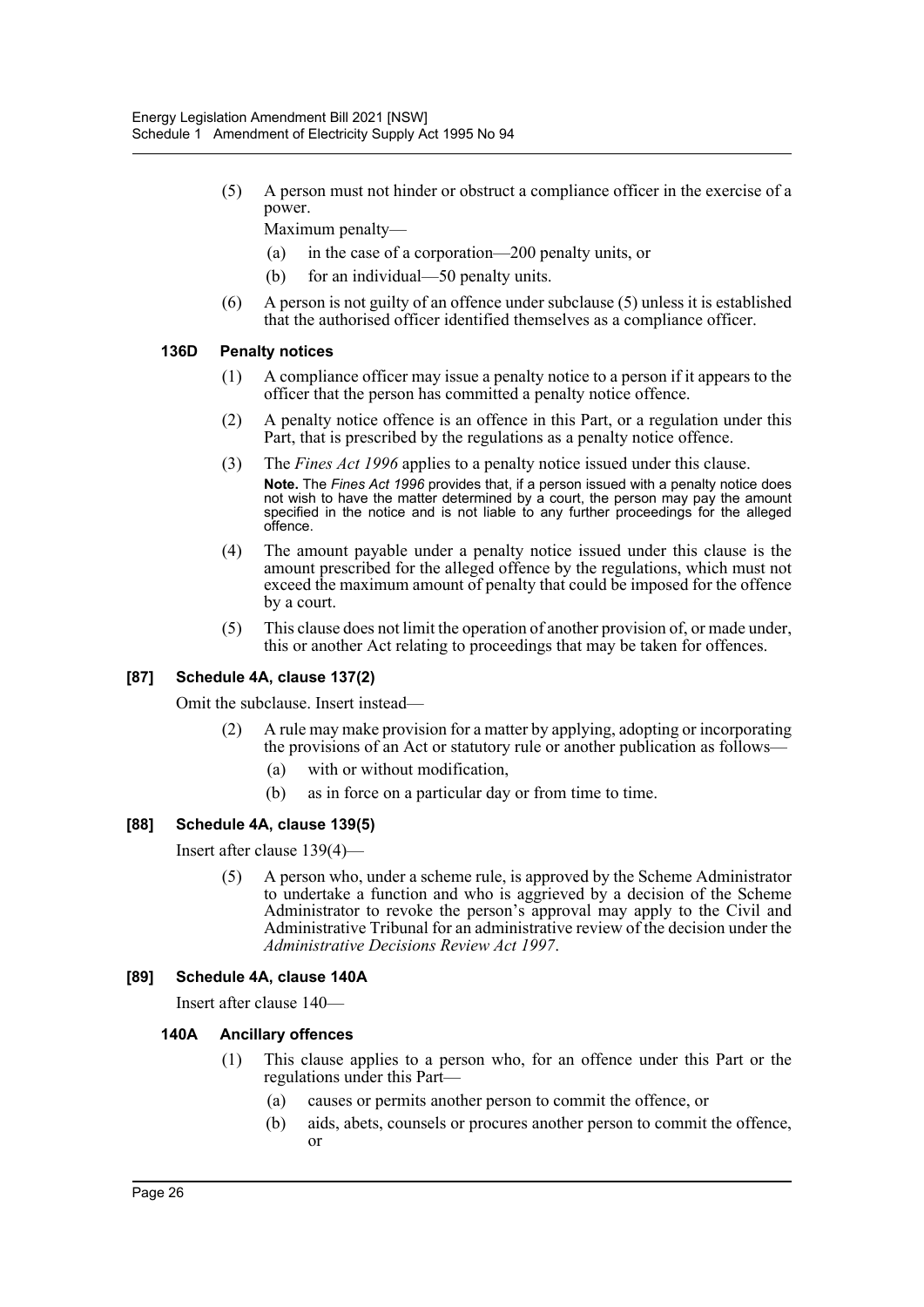(5) A person must not hinder or obstruct a compliance officer in the exercise of a power.

Maximum penalty—

(a) in the case of a corporation—200 penalty units, or

(b) for an individual—50 penalty units.

(6) A person is not guilty of an offence under subclause (5) unless it is established that the authorised officer identified themselves as a compliance officer.

### 136D Penalty notices

(1) A compliance officer may issue a penalty notice to a person if it appears to the officer that the person has committed a penalty notice offence.

(2) A penalty notice offence is an offence in this Part, or a regulation under this Part, that is prescribed by the regulations as a penalty notice offence.

(3) The *Fines Act 1996* applies to a penalty notice issued under this clause.

**Note.** The *Fines Act 1996* provides that, if a person issued with a penalty notice does not wish to have the matter determined by a court, the person may pay the amount specified in the notice and is not liable to any further proceedings for the alleged offence.

(4) The amount payable under a penalty notice issued under this clause is the amount prescribed for the alleged offence by the regulations, which must not exceed the maximum amount of penalty that could be imposed for the offence by a court.

(5) This clause does not limit the operation of another provision of, or made under, this or another Act relating to proceedings that may be taken for offences.

### [87] Schedule 4A, clause 137(2)

Omit the subclause. Insert instead—

(2) A rule may make provision for a matter by applying, adopting or incorporating the provisions of an Act or statutory rule or another publication as follows—

(a) with or without modification,

(b) as in force on a particular day or from time to time.

### [88] Schedule 4A, clause 139(5)

Insert after clause 139(4)—

(5) A person who, under a scheme rule, is approved by the Scheme Administrator to undertake a function and who is aggrieved by a decision of the Scheme Administrator to revoke the person's approval may apply to the Civil and Administrative Tribunal for an administrative review of the decision under the *Administrative Decisions Review Act 1997*.

### [89] Schedule 4A, clause 140A

Insert after clause 140—

### 140A Ancillary offences

(1) This clause applies to a person who, for an offence under this Part or the regulations under this Part—

(a) causes or permits another person to commit the offence, or

(b) aids, abets, counsels or procures another person to commit the offence, or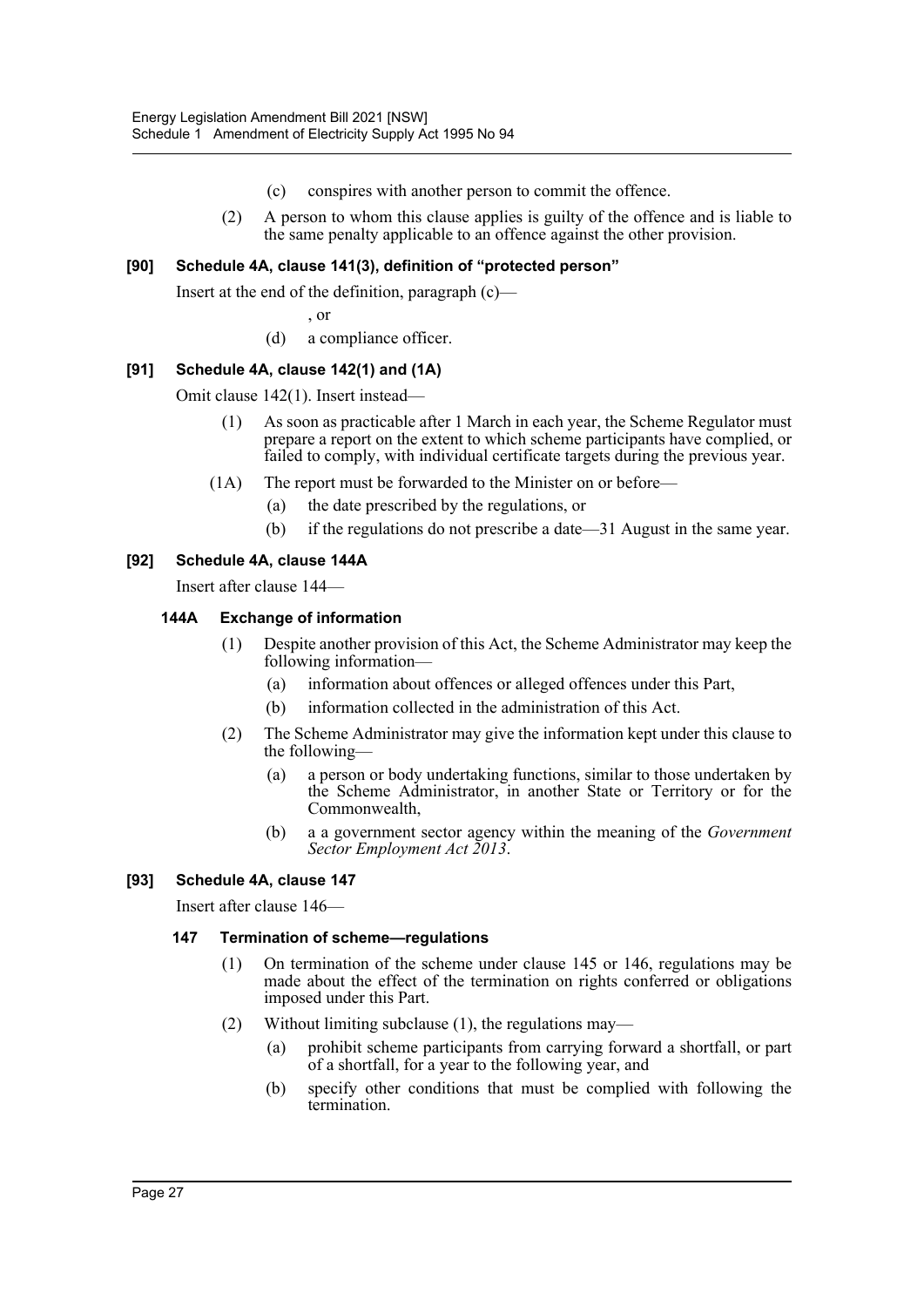(c) conspires with another person to commit the offence.

(2) A person to whom this clause applies is guilty of the offence and is liable to the same penalty applicable to an offence against the other provision.

### [90] Schedule 4A, clause 141(3), definition of "protected person"

Insert at the end of the definition, paragraph (c)—

, or

(d) a compliance officer.

### [91] Schedule 4A, clause 142(1) and (1A)

Omit clause 142(1). Insert instead—

(1) As soon as practicable after 1 March in each year, the Scheme Regulator must prepare a report on the extent to which scheme participants have complied, or failed to comply, with individual certificate targets during the previous year.

(1A) The report must be forwarded to the Minister on or before—

(a) the date prescribed by the regulations, or

(b) if the regulations do not prescribe a date—31 August in the same year.

### [92] Schedule 4A, clause 144A

Insert after clause 144—

#### 144A Exchange of information

(1) Despite another provision of this Act, the Scheme Administrator may keep the following information—

(a) information about offences or alleged offences under this Part,

(b) information collected in the administration of this Act.

(2) The Scheme Administrator may give the information kept under this clause to the following—

(a) a person or body undertaking functions, similar to those undertaken by the Scheme Administrator, in another State or Territory or for the Commonwealth,

(b) a a government sector agency within the meaning of the *Government Sector Employment Act 2013*.

### [93] Schedule 4A, clause 147

Insert after clause 146—

#### 147 Termination of scheme—regulations

(1) On termination of the scheme under clause 145 or 146, regulations may be made about the effect of the termination on rights conferred or obligations imposed under this Part.

(2) Without limiting subclause (1), the regulations may—

(a) prohibit scheme participants from carrying forward a shortfall, or part of a shortfall, for a year to the following year, and

(b) specify other conditions that must be complied with following the termination.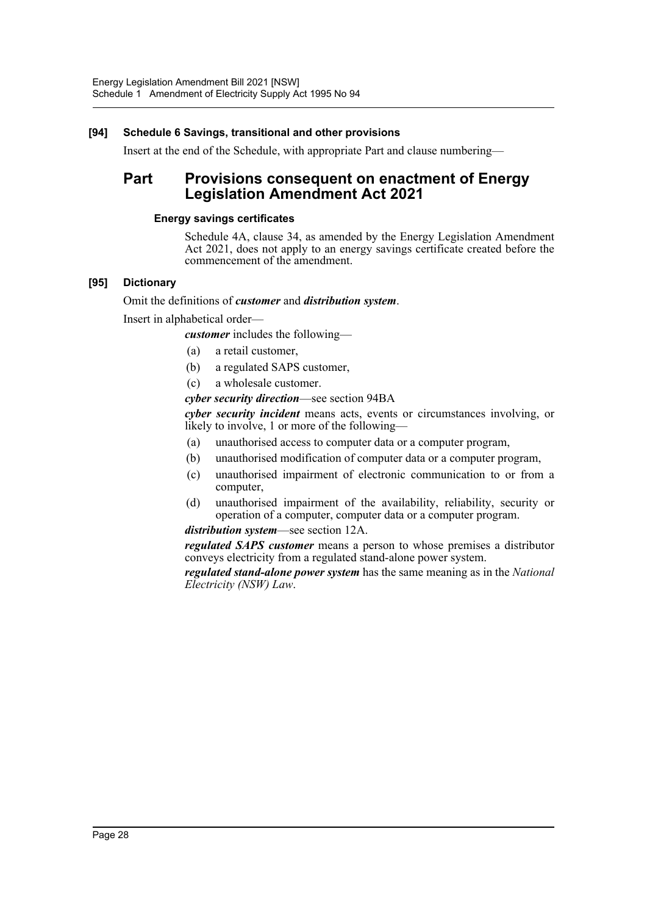**[94] Schedule 6 Savings, transitional and other provisions**

Insert at the end of the Schedule, with appropriate Part and clause numbering—

## Part Provisions consequent on enactment of Energy Legislation Amendment Act 2021

### Energy savings certificates

Schedule 4A, clause 34, as amended by the Energy Legislation Amendment Act 2021, does not apply to an energy savings certificate created before the commencement of the amendment.

**[95] Dictionary**

Omit the definitions of ***customer*** and ***distribution system***.

Insert in alphabetical order—

***customer*** includes the following—

(a) a retail customer,

(b) a regulated SAPS customer,

(c) a wholesale customer.

***cyber security direction***—see section 94BA

***cyber security incident*** means acts, events or circumstances involving, or likely to involve, 1 or more of the following—

(a) unauthorised access to computer data or a computer program,

(b) unauthorised modification of computer data or a computer program,

(c) unauthorised impairment of electronic communication to or from a computer,

(d) unauthorised impairment of the availability, reliability, security or operation of a computer, computer data or a computer program.

***distribution system***—see section 12A.

***regulated SAPS customer*** means a person to whose premises a distributor conveys electricity from a regulated stand-alone power system.

***regulated stand-alone power system*** has the same meaning as in the *National Electricity (NSW) Law*.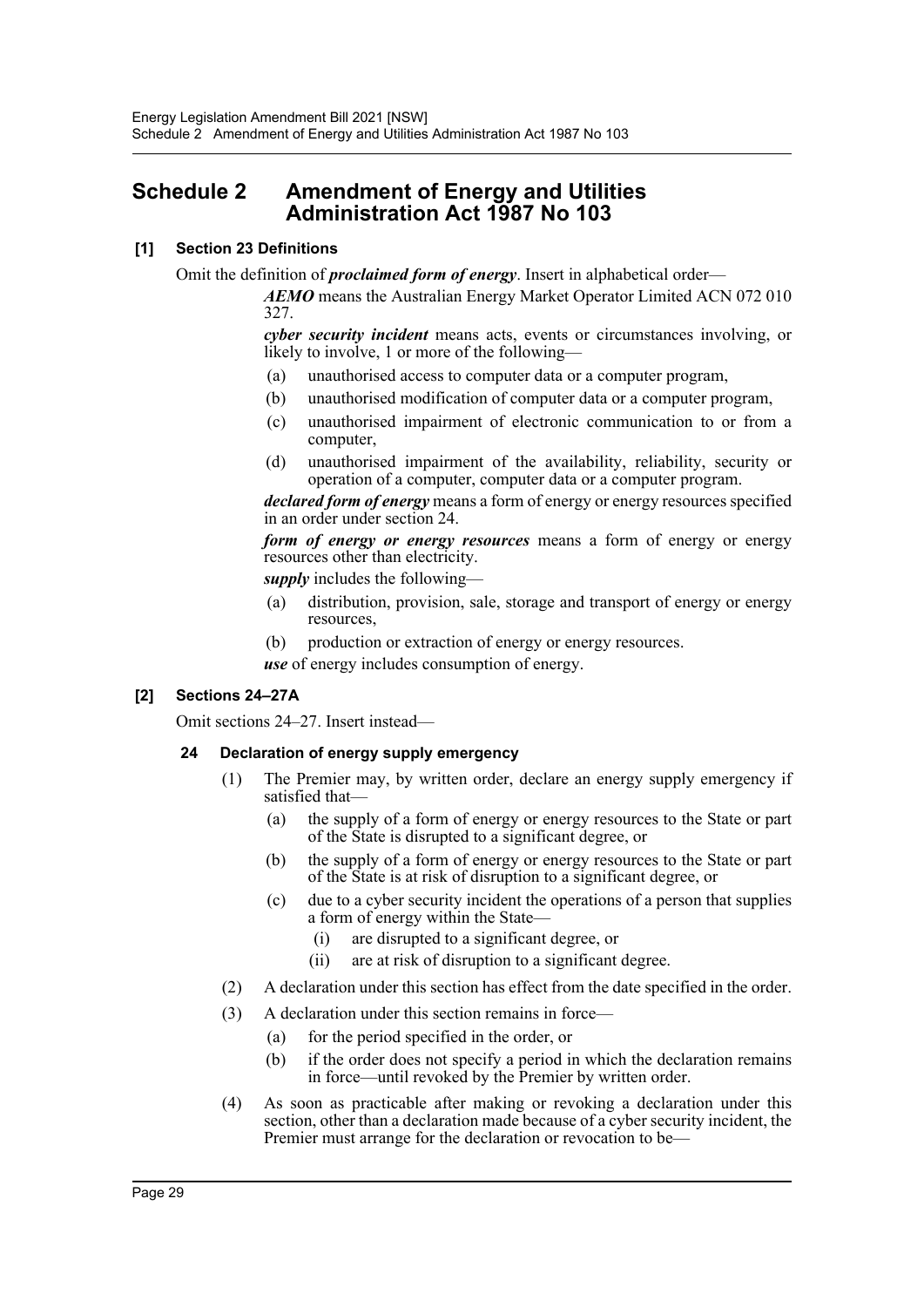# Schedule 2 Amendment of Energy and Utilities Administration Act 1987 No 103

### [1] Section 23 Definitions

Omit the definition of ***proclaimed form of energy***. Insert in alphabetical order—

> ***AEMO*** means the Australian Energy Market Operator Limited ACN 072 010 327.
>
> ***cyber security incident*** means acts, events or circumstances involving, or likely to involve, 1 or more of the following—
>
> (a) unauthorised access to computer data or a computer program,
>
> (b) unauthorised modification of computer data or a computer program,
>
> (c) unauthorised impairment of electronic communication to or from a computer,
>
> (d) unauthorised impairment of the availability, reliability, security or operation of a computer, computer data or a computer program.
>
> ***declared form of energy*** means a form of energy or energy resources specified in an order under section 24.
>
> ***form of energy or energy resources*** means a form of energy or energy resources other than electricity.
>
> ***supply*** includes the following—
>
> (a) distribution, provision, sale, storage and transport of energy or energy resources,
>
> (b) production or extraction of energy or energy resources.
>
> ***use*** of energy includes consumption of energy.

### [2] Sections 24–27A

Omit sections 24–27. Insert instead—

#### 24 Declaration of energy supply emergency

(1) The Premier may, by written order, declare an energy supply emergency if satisfied that—

  (a) the supply of a form of energy or energy resources to the State or part of the State is disrupted to a significant degree, or

  (b) the supply of a form of energy or energy resources to the State or part of the State is at risk of disruption to a significant degree, or

  (c) due to a cyber security incident the operations of a person that supplies a form of energy within the State—

    (i) are disrupted to a significant degree, or

    (ii) are at risk of disruption to a significant degree.

(2) A declaration under this section has effect from the date specified in the order.

(3) A declaration under this section remains in force—

  (a) for the period specified in the order, or

  (b) if the order does not specify a period in which the declaration remains in force—until revoked by the Premier by written order.

(4) As soon as practicable after making or revoking a declaration under this section, other than a declaration made because of a cyber security incident, the Premier must arrange for the declaration or revocation to be—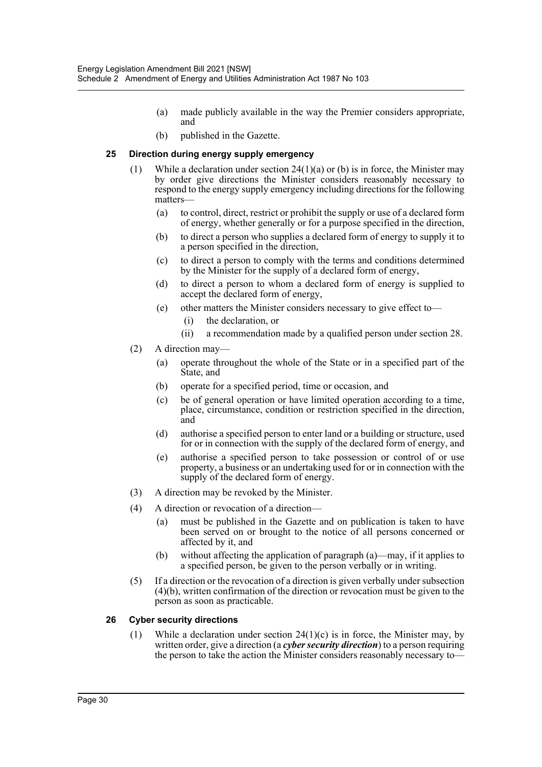(a) made publicly available in the way the Premier considers appropriate, and

(b) published in the Gazette.

### 25 Direction during energy supply emergency

(1) While a declaration under section 24(1)(a) or (b) is in force, the Minister may by order give directions the Minister considers reasonably necessary to respond to the energy supply emergency including directions for the following matters—

(a) to control, direct, restrict or prohibit the supply or use of a declared form of energy, whether generally or for a purpose specified in the direction,

(b) to direct a person who supplies a declared form of energy to supply it to a person specified in the direction,

(c) to direct a person to comply with the terms and conditions determined by the Minister for the supply of a declared form of energy,

(d) to direct a person to whom a declared form of energy is supplied to accept the declared form of energy,

(e) other matters the Minister considers necessary to give effect to—

(i) the declaration, or

(ii) a recommendation made by a qualified person under section 28.

(2) A direction may—

(a) operate throughout the whole of the State or in a specified part of the State, and

(b) operate for a specified period, time or occasion, and

(c) be of general operation or have limited operation according to a time, place, circumstance, condition or restriction specified in the direction, and

(d) authorise a specified person to enter land or a building or structure, used for or in connection with the supply of the declared form of energy, and

(e) authorise a specified person to take possession or control of or use property, a business or an undertaking used for or in connection with the supply of the declared form of energy.

(3) A direction may be revoked by the Minister.

(4) A direction or revocation of a direction—

(a) must be published in the Gazette and on publication is taken to have been served on or brought to the notice of all persons concerned or affected by it, and

(b) without affecting the application of paragraph (a)—may, if it applies to a specified person, be given to the person verbally or in writing.

(5) If a direction or the revocation of a direction is given verbally under subsection (4)(b), written confirmation of the direction or revocation must be given to the person as soon as practicable.

### 26 Cyber security directions

(1) While a declaration under section 24(1)(c) is in force, the Minister may, by written order, give a direction (a ***cyber security direction***) to a person requiring the person to take the action the Minister considers reasonably necessary to—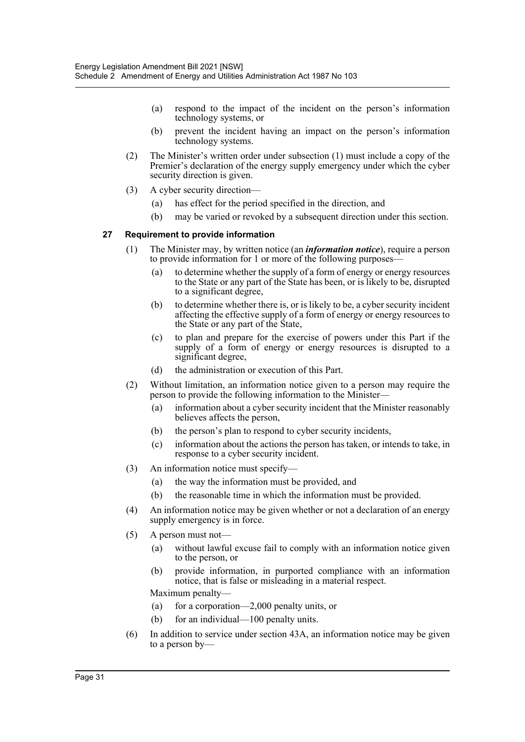(a) respond to the impact of the incident on the person's information technology systems, or

(b) prevent the incident having an impact on the person's information technology systems.

(2) The Minister's written order under subsection (1) must include a copy of the Premier's declaration of the energy supply emergency under which the cyber security direction is given.

(3) A cyber security direction—

(a) has effect for the period specified in the direction, and

(b) may be varied or revoked by a subsequent direction under this section.

### 27 Requirement to provide information

(1) The Minister may, by written notice (an ***information notice***), require a person to provide information for 1 or more of the following purposes—

(a) to determine whether the supply of a form of energy or energy resources to the State or any part of the State has been, or is likely to be, disrupted to a significant degree,

(b) to determine whether there is, or is likely to be, a cyber security incident affecting the effective supply of a form of energy or energy resources to the State or any part of the State,

(c) to plan and prepare for the exercise of powers under this Part if the supply of a form of energy or energy resources is disrupted to a significant degree,

(d) the administration or execution of this Part.

(2) Without limitation, an information notice given to a person may require the person to provide the following information to the Minister—

(a) information about a cyber security incident that the Minister reasonably believes affects the person,

(b) the person's plan to respond to cyber security incidents,

(c) information about the actions the person has taken, or intends to take, in response to a cyber security incident.

(3) An information notice must specify—

(a) the way the information must be provided, and

(b) the reasonable time in which the information must be provided.

(4) An information notice may be given whether or not a declaration of an energy supply emergency is in force.

(5) A person must not—

(a) without lawful excuse fail to comply with an information notice given to the person, or

(b) provide information, in purported compliance with an information notice, that is false or misleading in a material respect.

Maximum penalty—

(a) for a corporation—2,000 penalty units, or

(b) for an individual—100 penalty units.

(6) In addition to service under section 43A, an information notice may be given to a person by—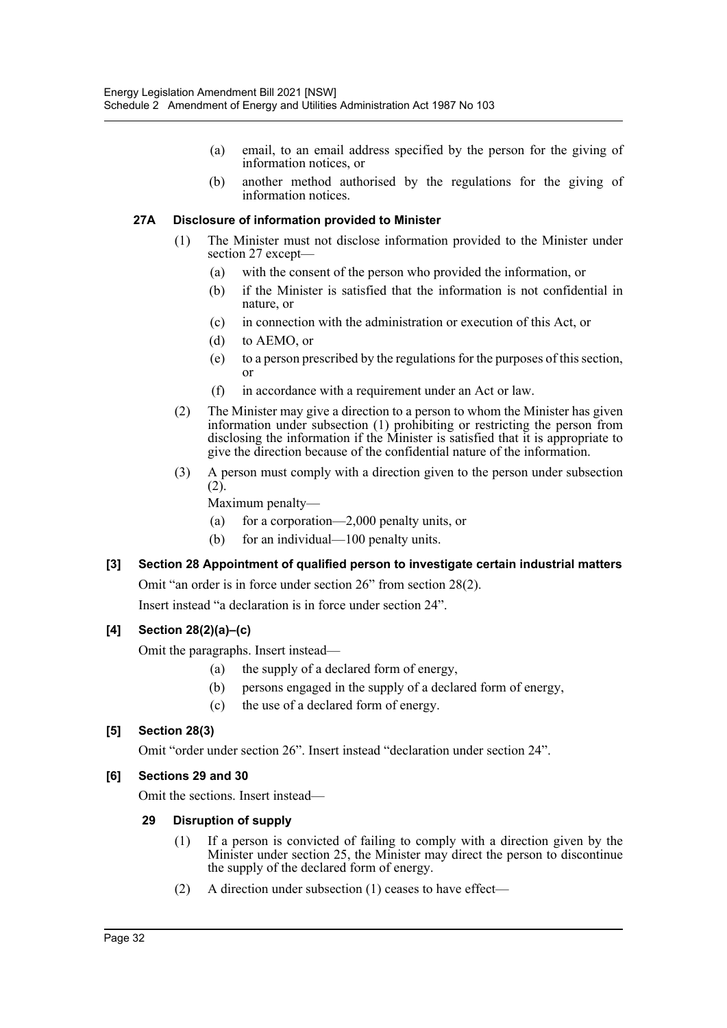(a) email, to an email address specified by the person for the giving of information notices, or

(b) another method authorised by the regulations for the giving of information notices.

#### 27A Disclosure of information provided to Minister

(1) The Minister must not disclose information provided to the Minister under section 27 except—

(a) with the consent of the person who provided the information, or

(b) if the Minister is satisfied that the information is not confidential in nature, or

(c) in connection with the administration or execution of this Act, or

(d) to AEMO, or

(e) to a person prescribed by the regulations for the purposes of this section, or

(f) in accordance with a requirement under an Act or law.

(2) The Minister may give a direction to a person to whom the Minister has given information under subsection (1) prohibiting or restricting the person from disclosing the information if the Minister is satisfied that it is appropriate to give the direction because of the confidential nature of the information.

(3) A person must comply with a direction given to the person under subsection (2).

Maximum penalty—

(a) for a corporation—2,000 penalty units, or

(b) for an individual—100 penalty units.

### [3] Section 28 Appointment of qualified person to investigate certain industrial matters

Omit "an order is in force under section 26" from section 28(2).

Insert instead "a declaration is in force under section 24".

### [4] Section 28(2)(a)–(c)

Omit the paragraphs. Insert instead—

(a) the supply of a declared form of energy,

(b) persons engaged in the supply of a declared form of energy,

(c) the use of a declared form of energy.

### [5] Section 28(3)

Omit "order under section 26". Insert instead "declaration under section 24".

### [6] Sections 29 and 30

Omit the sections. Insert instead—

#### 29 Disruption of supply

(1) If a person is convicted of failing to comply with a direction given by the Minister under section 25, the Minister may direct the person to discontinue the supply of the declared form of energy.

(2) A direction under subsection (1) ceases to have effect—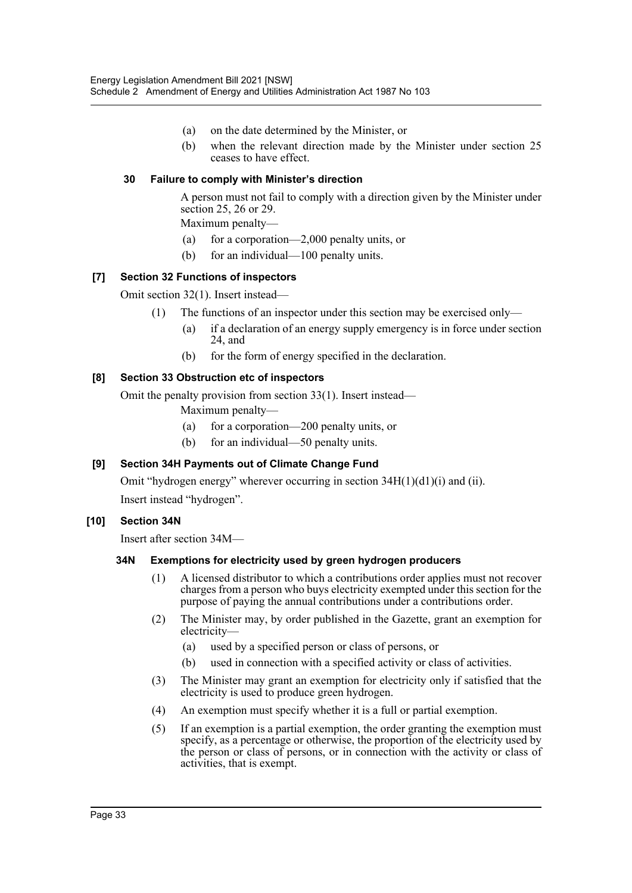(a) on the date determined by the Minister, or

(b) when the relevant direction made by the Minister under section 25 ceases to have effect.

#### 30 Failure to comply with Minister's direction

A person must not fail to comply with a direction given by the Minister under section 25, 26 or 29.

Maximum penalty—

(a) for a corporation—2,000 penalty units, or

(b) for an individual—100 penalty units.

### [7] Section 32 Functions of inspectors

Omit section 32(1). Insert instead—

(1) The functions of an inspector under this section may be exercised only—

(a) if a declaration of an energy supply emergency is in force under section 24, and

(b) for the form of energy specified in the declaration.

### [8] Section 33 Obstruction etc of inspectors

Omit the penalty provision from section 33(1). Insert instead—

Maximum penalty—

(a) for a corporation—200 penalty units, or

(b) for an individual—50 penalty units.

### [9] Section 34H Payments out of Climate Change Fund

Omit "hydrogen energy" wherever occurring in section 34H(1)(d1)(i) and (ii).

Insert instead "hydrogen".

### [10] Section 34N

Insert after section 34M—

#### 34N Exemptions for electricity used by green hydrogen producers

(1) A licensed distributor to which a contributions order applies must not recover charges from a person who buys electricity exempted under this section for the purpose of paying the annual contributions under a contributions order.

(2) The Minister may, by order published in the Gazette, grant an exemption for electricity—

(a) used by a specified person or class of persons, or

(b) used in connection with a specified activity or class of activities.

(3) The Minister may grant an exemption for electricity only if satisfied that the electricity is used to produce green hydrogen.

(4) An exemption must specify whether it is a full or partial exemption.

(5) If an exemption is a partial exemption, the order granting the exemption must specify, as a percentage or otherwise, the proportion of the electricity used by the person or class of persons, or in connection with the activity or class of activities, that is exempt.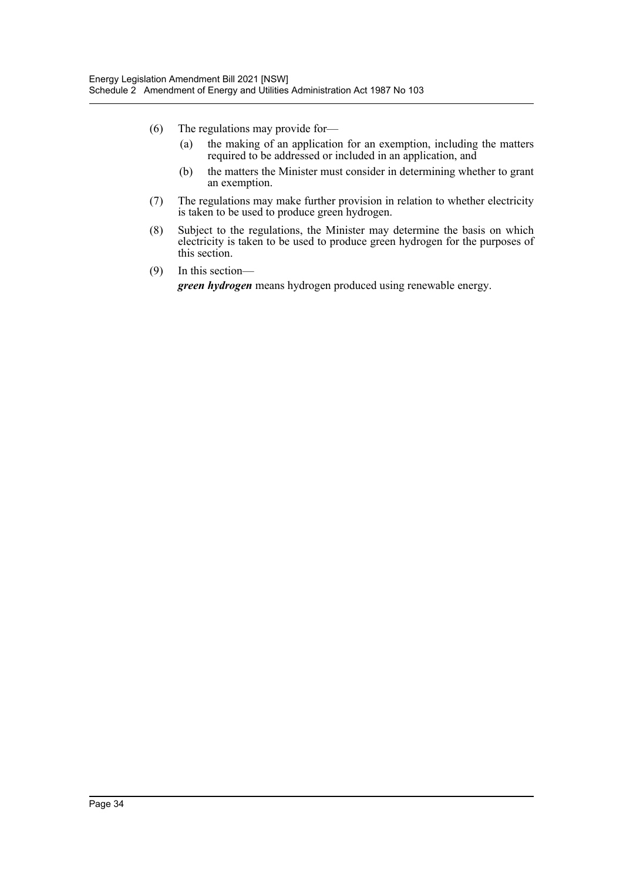(6) The regulations may provide for—

  (a) the making of an application for an exemption, including the matters required to be addressed or included in an application, and

  (b) the matters the Minister must consider in determining whether to grant an exemption.

(7) The regulations may make further provision in relation to whether electricity is taken to be used to produce green hydrogen.

(8) Subject to the regulations, the Minister may determine the basis on which electricity is taken to be used to produce green hydrogen for the purposes of this section.

(9) In this section—

***green hydrogen*** means hydrogen produced using renewable energy.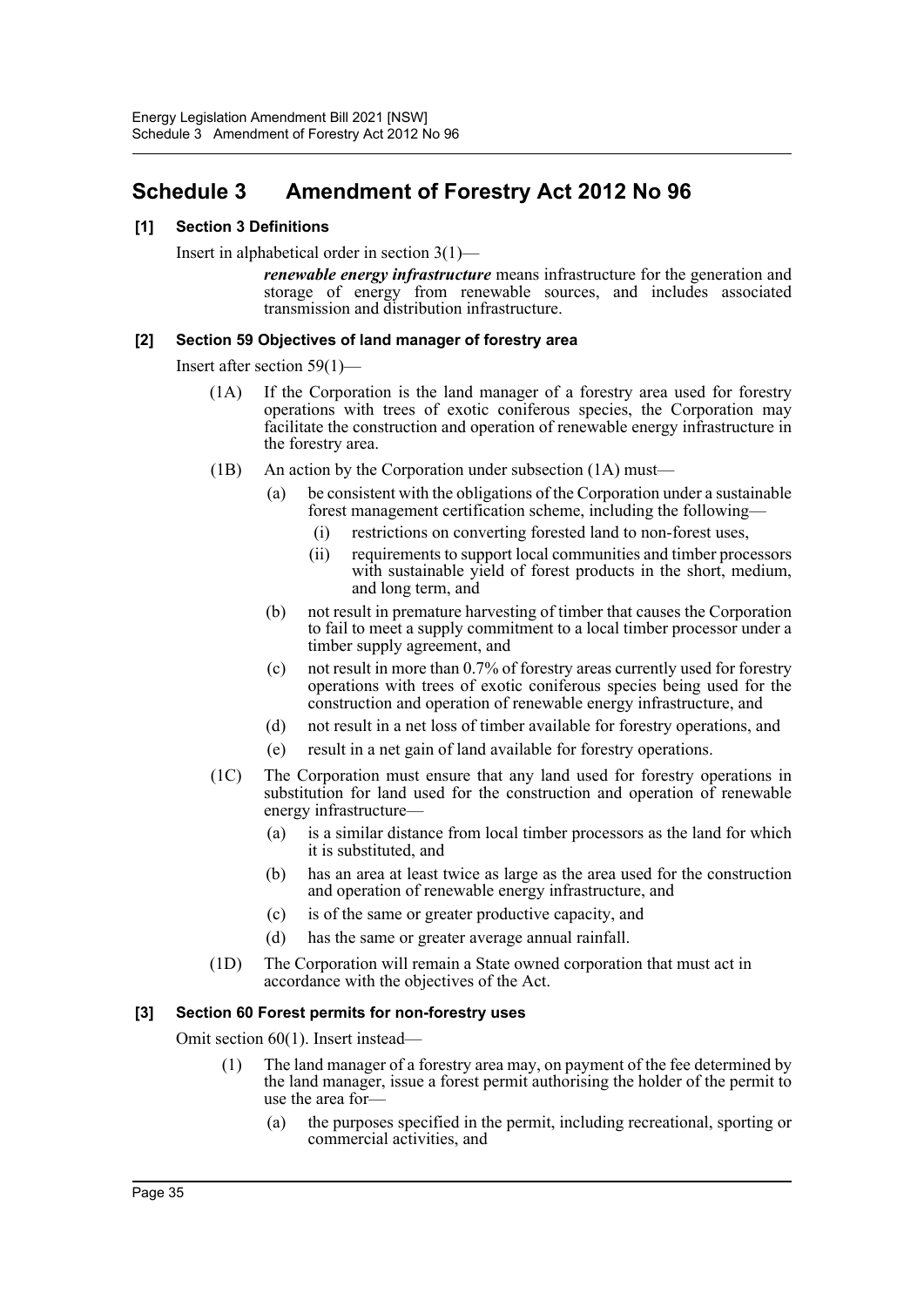# Schedule 3 Amendment of Forestry Act 2012 No 96

## [1] Section 3 Definitions

Insert in alphabetical order in section 3(1)—

> ***renewable energy infrastructure*** means infrastructure for the generation and storage of energy from renewable sources, and includes associated transmission and distribution infrastructure.

## [2] Section 59 Objectives of land manager of forestry area

Insert after section 59(1)—

> (1A) If the Corporation is the land manager of a forestry area used for forestry operations with trees of exotic coniferous species, the Corporation may facilitate the construction and operation of renewable energy infrastructure in the forestry area.
>
> (1B) An action by the Corporation under subsection (1A) must—
>
> (a) be consistent with the obligations of the Corporation under a sustainable forest management certification scheme, including the following—
>
> (i) restrictions on converting forested land to non-forest uses,
>
> (ii) requirements to support local communities and timber processors with sustainable yield of forest products in the short, medium, and long term, and
>
> (b) not result in premature harvesting of timber that causes the Corporation to fail to meet a supply commitment to a local timber processor under a timber supply agreement, and
>
> (c) not result in more than 0.7% of forestry areas currently used for forestry operations with trees of exotic coniferous species being used for the construction and operation of renewable energy infrastructure, and
>
> (d) not result in a net loss of timber available for forestry operations, and
>
> (e) result in a net gain of land available for forestry operations.
>
> (1C) The Corporation must ensure that any land used for forestry operations in substitution for land used for the construction and operation of renewable energy infrastructure—
>
> (a) is a similar distance from local timber processors as the land for which it is substituted, and
>
> (b) has an area at least twice as large as the area used for the construction and operation of renewable energy infrastructure, and
>
> (c) is of the same or greater productive capacity, and
>
> (d) has the same or greater average annual rainfall.
>
> (1D) The Corporation will remain a State owned corporation that must act in accordance with the objectives of the Act.

## [3] Section 60 Forest permits for non-forestry uses

Omit section 60(1). Insert instead—

> (1) The land manager of a forestry area may, on payment of the fee determined by the land manager, issue a forest permit authorising the holder of the permit to use the area for—
>
> (a) the purposes specified in the permit, including recreational, sporting or commercial activities, and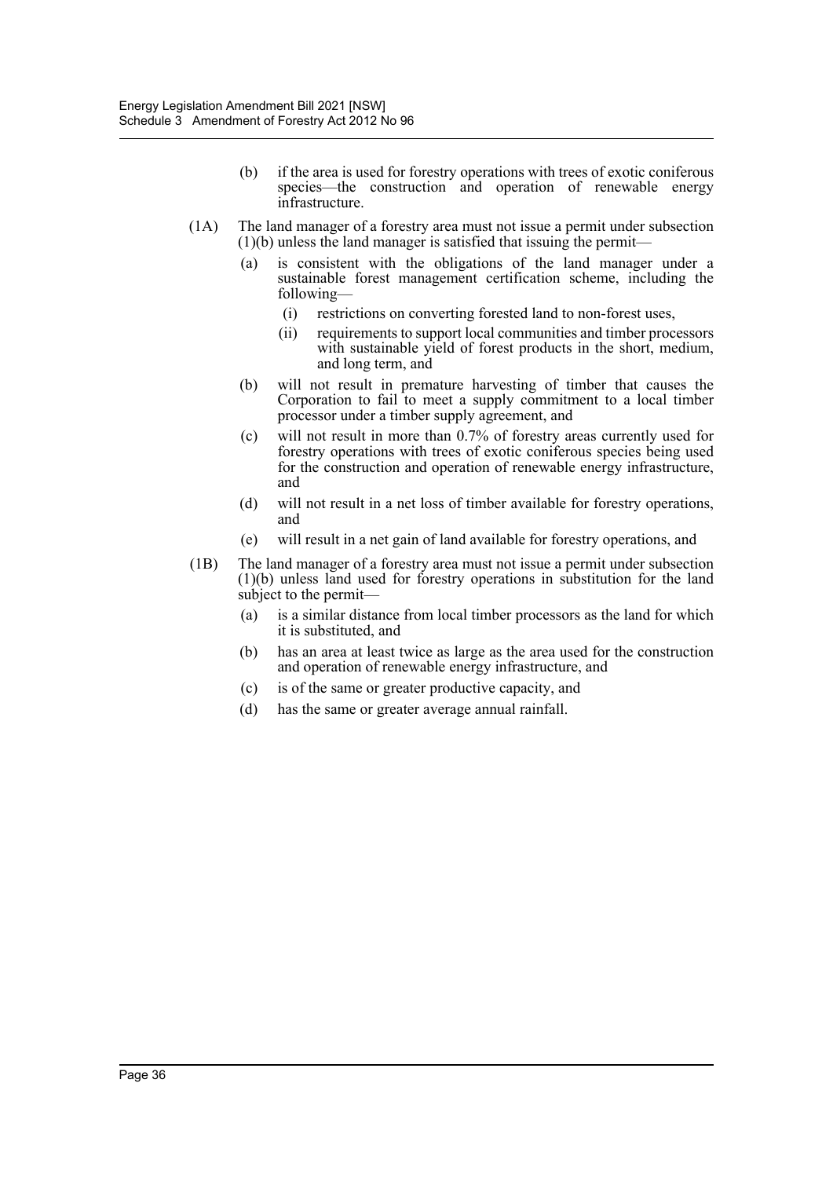(b) if the area is used for forestry operations with trees of exotic coniferous species—the construction and operation of renewable energy infrastructure.

(1A) The land manager of a forestry area must not issue a permit under subsection (1)(b) unless the land manager is satisfied that issuing the permit—

(a) is consistent with the obligations of the land manager under a sustainable forest management certification scheme, including the following—

(i) restrictions on converting forested land to non-forest uses,

(ii) requirements to support local communities and timber processors with sustainable yield of forest products in the short, medium, and long term, and

(b) will not result in premature harvesting of timber that causes the Corporation to fail to meet a supply commitment to a local timber processor under a timber supply agreement, and

(c) will not result in more than 0.7% of forestry areas currently used for forestry operations with trees of exotic coniferous species being used for the construction and operation of renewable energy infrastructure, and

(d) will not result in a net loss of timber available for forestry operations, and

(e) will result in a net gain of land available for forestry operations, and

(1B) The land manager of a forestry area must not issue a permit under subsection (1)(b) unless land used for forestry operations in substitution for the land subject to the permit—

(a) is a similar distance from local timber processors as the land for which it is substituted, and

(b) has an area at least twice as large as the area used for the construction and operation of renewable energy infrastructure, and

(c) is of the same or greater productive capacity, and

(d) has the same or greater average annual rainfall.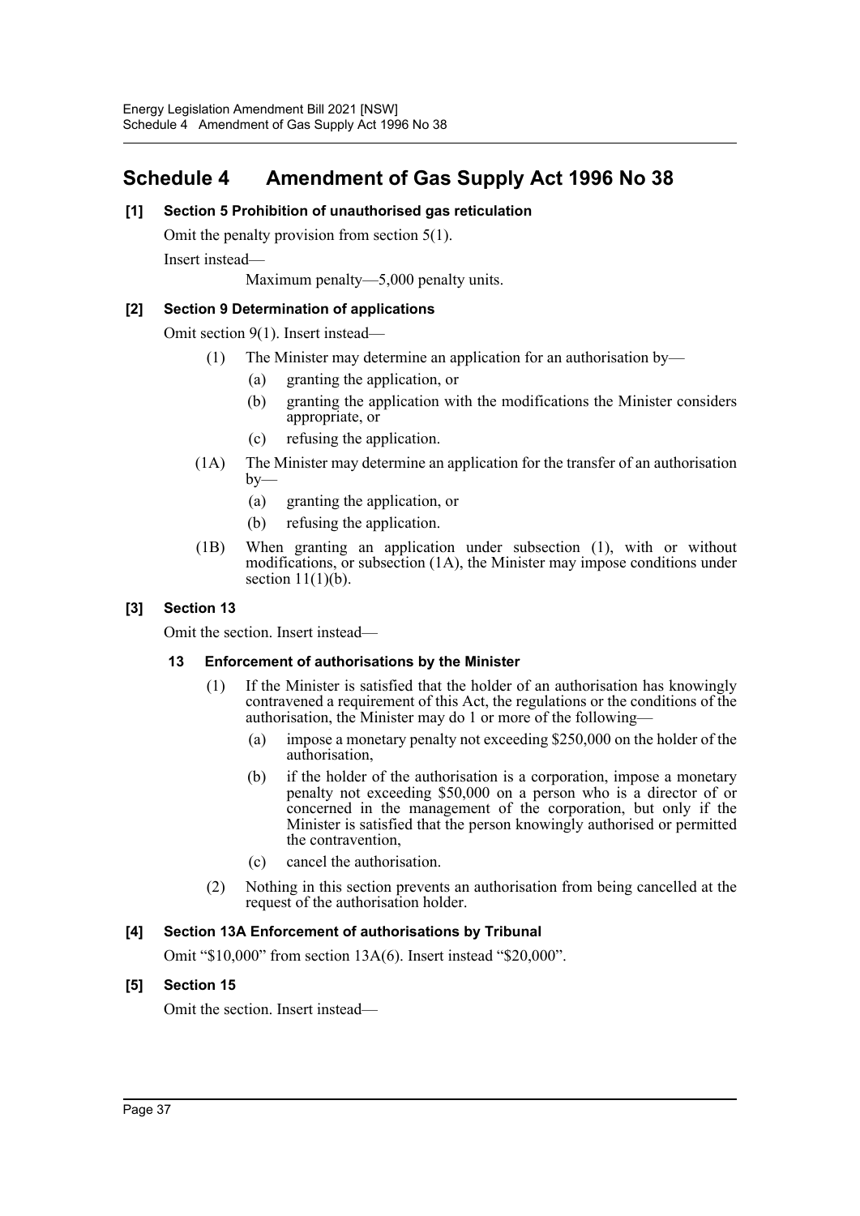## Schedule 4 Amendment of Gas Supply Act 1996 No 38

**[1] Section 5 Prohibition of unauthorised gas reticulation**

Omit the penalty provision from section 5(1).

Insert instead—

Maximum penalty—5,000 penalty units.

**[2] Section 9 Determination of applications**

Omit section 9(1). Insert instead—

(1) The Minister may determine an application for an authorisation by—

(a) granting the application, or

(b) granting the application with the modifications the Minister considers appropriate, or

(c) refusing the application.

(1A) The Minister may determine an application for the transfer of an authorisation by—

(a) granting the application, or

(b) refusing the application.

(1B) When granting an application under subsection (1), with or without modifications, or subsection (1A), the Minister may impose conditions under section 11(1)(b).

**[3] Section 13**

Omit the section. Insert instead—

**13 Enforcement of authorisations by the Minister**

(1) If the Minister is satisfied that the holder of an authorisation has knowingly contravened a requirement of this Act, the regulations or the conditions of the authorisation, the Minister may do 1 or more of the following—

(a) impose a monetary penalty not exceeding $250,000 on the holder of the authorisation,

(b) if the holder of the authorisation is a corporation, impose a monetary penalty not exceeding $50,000 on a person who is a director of or concerned in the management of the corporation, but only if the Minister is satisfied that the person knowingly authorised or permitted the contravention,

(c) cancel the authorisation.

(2) Nothing in this section prevents an authorisation from being cancelled at the request of the authorisation holder.

**[4] Section 13A Enforcement of authorisations by Tribunal**

Omit "$10,000" from section 13A(6). Insert instead "$20,000".

**[5] Section 15**

Omit the section. Insert instead—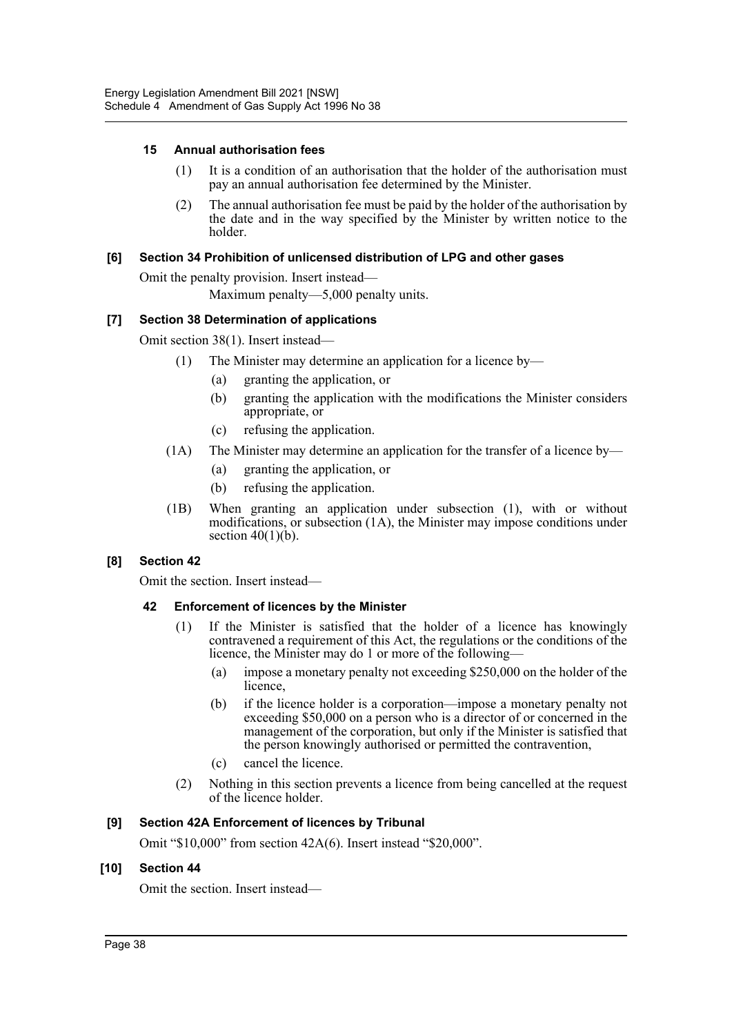#### 15 Annual authorisation fees

(1) It is a condition of an authorisation that the holder of the authorisation must pay an annual authorisation fee determined by the Minister.

(2) The annual authorisation fee must be paid by the holder of the authorisation by the date and in the way specified by the Minister by written notice to the holder.

### [6] Section 34 Prohibition of unlicensed distribution of LPG and other gases

Omit the penalty provision. Insert instead—

Maximum penalty—5,000 penalty units.

### [7] Section 38 Determination of applications

Omit section 38(1). Insert instead—

(1) The Minister may determine an application for a licence by—

(a) granting the application, or

(b) granting the application with the modifications the Minister considers appropriate, or

(c) refusing the application.

(1A) The Minister may determine an application for the transfer of a licence by—

(a) granting the application, or

(b) refusing the application.

(1B) When granting an application under subsection (1), with or without modifications, or subsection (1A), the Minister may impose conditions under section 40(1)(b).

### [8] Section 42

Omit the section. Insert instead—

#### 42 Enforcement of licences by the Minister

(1) If the Minister is satisfied that the holder of a licence has knowingly contravened a requirement of this Act, the regulations or the conditions of the licence, the Minister may do 1 or more of the following—

(a) impose a monetary penalty not exceeding $250,000 on the holder of the licence,

(b) if the licence holder is a corporation—impose a monetary penalty not exceeding $50,000 on a person who is a director of or concerned in the management of the corporation, but only if the Minister is satisfied that the person knowingly authorised or permitted the contravention,

(c) cancel the licence.

(2) Nothing in this section prevents a licence from being cancelled at the request of the licence holder.

### [9] Section 42A Enforcement of licences by Tribunal

Omit "$10,000" from section 42A(6). Insert instead "$20,000".

### [10] Section 44

Omit the section. Insert instead—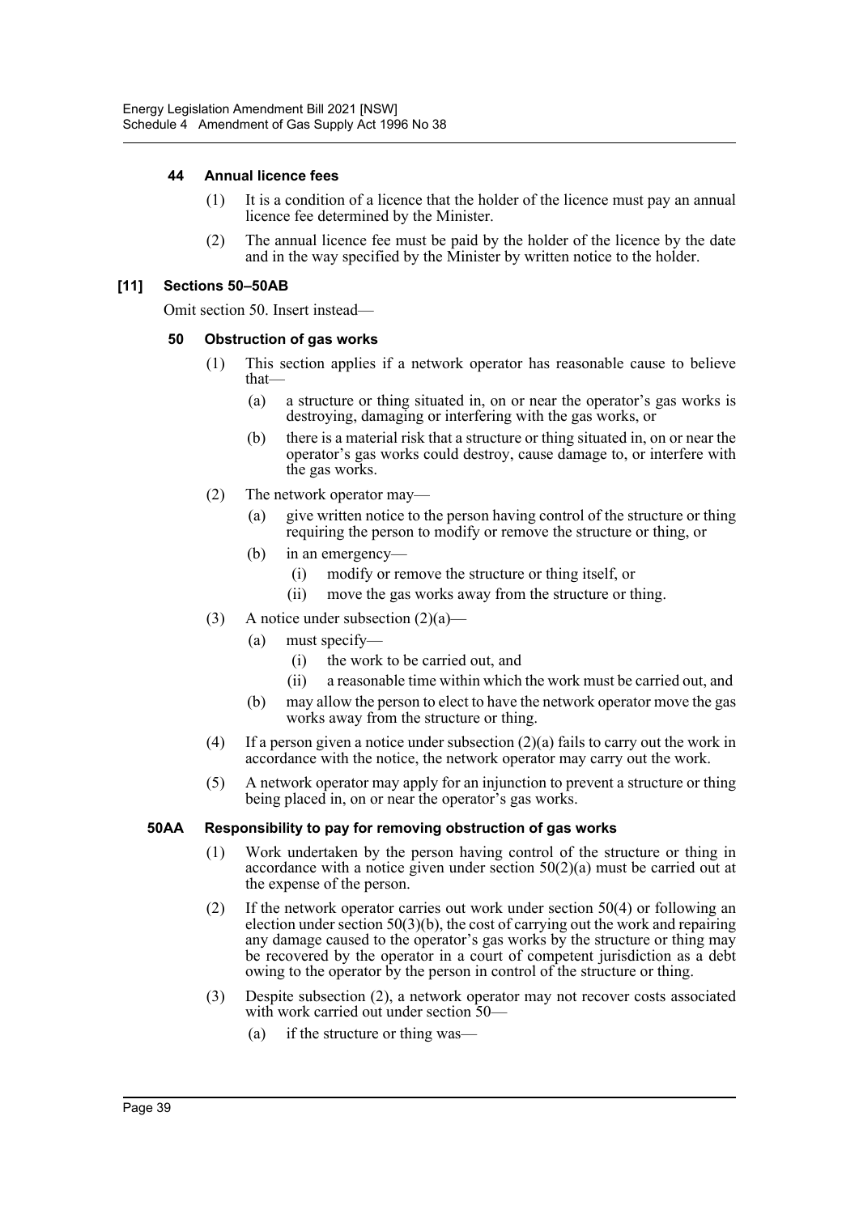#### 44 Annual licence fees

(1) It is a condition of a licence that the holder of the licence must pay an annual licence fee determined by the Minister.

(2) The annual licence fee must be paid by the holder of the licence by the date and in the way specified by the Minister by written notice to the holder.

### [11] Sections 50–50AB

Omit section 50. Insert instead—

#### 50 Obstruction of gas works

(1) This section applies if a network operator has reasonable cause to believe that—

- (a) a structure or thing situated in, on or near the operator's gas works is destroying, damaging or interfering with the gas works, or
- (b) there is a material risk that a structure or thing situated in, on or near the operator's gas works could destroy, cause damage to, or interfere with the gas works.

(2) The network operator may—

- (a) give written notice to the person having control of the structure or thing requiring the person to modify or remove the structure or thing, or
- (b) in an emergency—
  - (i) modify or remove the structure or thing itself, or
  - (ii) move the gas works away from the structure or thing.

(3) A notice under subsection (2)(a)—

- (a) must specify—
  - (i) the work to be carried out, and
  - (ii) a reasonable time within which the work must be carried out, and
- (b) may allow the person to elect to have the network operator move the gas works away from the structure or thing.

(4) If a person given a notice under subsection (2)(a) fails to carry out the work in accordance with the notice, the network operator may carry out the work.

(5) A network operator may apply for an injunction to prevent a structure or thing being placed in, on or near the operator's gas works.

#### 50AA Responsibility to pay for removing obstruction of gas works

(1) Work undertaken by the person having control of the structure or thing in accordance with a notice given under section 50(2)(a) must be carried out at the expense of the person.

(2) If the network operator carries out work under section 50(4) or following an election under section 50(3)(b), the cost of carrying out the work and repairing any damage caused to the operator's gas works by the structure or thing may be recovered by the operator in a court of competent jurisdiction as a debt owing to the operator by the person in control of the structure or thing.

(3) Despite subsection (2), a network operator may not recover costs associated with work carried out under section 50—

- (a) if the structure or thing was—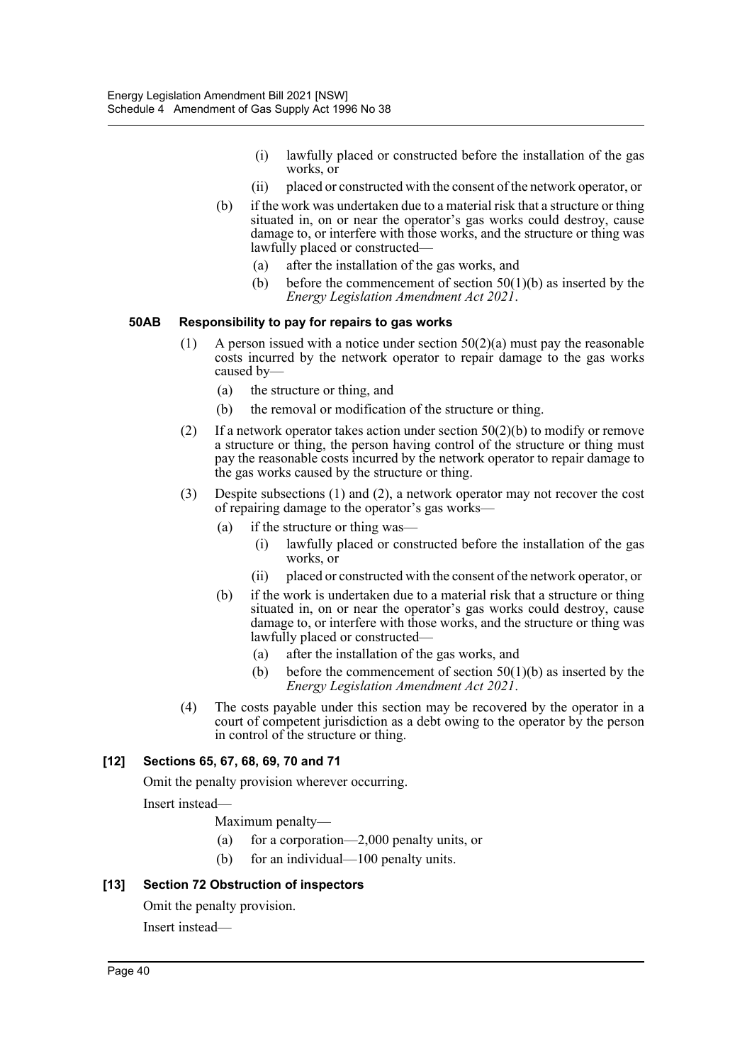(i) lawfully placed or constructed before the installation of the gas works, or

(ii) placed or constructed with the consent of the network operator, or

(b) if the work was undertaken due to a material risk that a structure or thing situated in, on or near the operator's gas works could destroy, cause damage to, or interfere with those works, and the structure or thing was lawfully placed or constructed—

(a) after the installation of the gas works, and

(b) before the commencement of section 50(1)(b) as inserted by the *Energy Legislation Amendment Act 2021*.

#### 50AB Responsibility to pay for repairs to gas works

(1) A person issued with a notice under section 50(2)(a) must pay the reasonable costs incurred by the network operator to repair damage to the gas works caused by—

(a) the structure or thing, and

(b) the removal or modification of the structure or thing.

(2) If a network operator takes action under section 50(2)(b) to modify or remove a structure or thing, the person having control of the structure or thing must pay the reasonable costs incurred by the network operator to repair damage to the gas works caused by the structure or thing.

(3) Despite subsections (1) and (2), a network operator may not recover the cost of repairing damage to the operator's gas works—

(a) if the structure or thing was—

(i) lawfully placed or constructed before the installation of the gas works, or

(ii) placed or constructed with the consent of the network operator, or

(b) if the work is undertaken due to a material risk that a structure or thing situated in, on or near the operator's gas works could destroy, cause damage to, or interfere with those works, and the structure or thing was lawfully placed or constructed—

(a) after the installation of the gas works, and

(b) before the commencement of section 50(1)(b) as inserted by the *Energy Legislation Amendment Act 2021*.

(4) The costs payable under this section may be recovered by the operator in a court of competent jurisdiction as a debt owing to the operator by the person in control of the structure or thing.

### [12] Sections 65, 67, 68, 69, 70 and 71

Omit the penalty provision wherever occurring.

Insert instead—

Maximum penalty—

(a) for a corporation—2,000 penalty units, or

(b) for an individual—100 penalty units.

### [13] Section 72 Obstruction of inspectors

Omit the penalty provision.

Insert instead—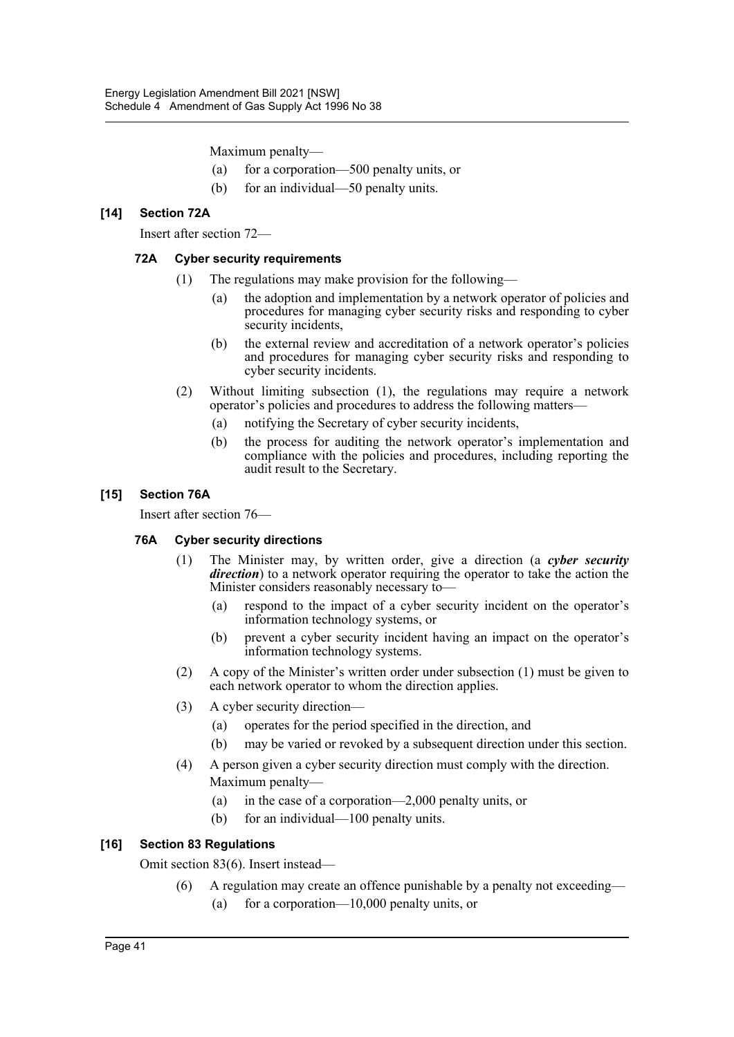Maximum penalty—

(a) for a corporation—500 penalty units, or

(b) for an individual—50 penalty units.

### [14] Section 72A

Insert after section 72—

#### 72A Cyber security requirements

(1) The regulations may make provision for the following—

(a) the adoption and implementation by a network operator of policies and procedures for managing cyber security risks and responding to cyber security incidents,

(b) the external review and accreditation of a network operator's policies and procedures for managing cyber security risks and responding to cyber security incidents.

(2) Without limiting subsection (1), the regulations may require a network operator's policies and procedures to address the following matters—

(a) notifying the Secretary of cyber security incidents,

(b) the process for auditing the network operator's implementation and compliance with the policies and procedures, including reporting the audit result to the Secretary.

### [15] Section 76A

Insert after section 76—

#### 76A Cyber security directions

(1) The Minister may, by written order, give a direction (a ***cyber security direction***) to a network operator requiring the operator to take the action the Minister considers reasonably necessary to—

(a) respond to the impact of a cyber security incident on the operator's information technology systems, or

(b) prevent a cyber security incident having an impact on the operator's information technology systems.

(2) A copy of the Minister's written order under subsection (1) must be given to each network operator to whom the direction applies.

(3) A cyber security direction—

(a) operates for the period specified in the direction, and

(b) may be varied or revoked by a subsequent direction under this section.

(4) A person given a cyber security direction must comply with the direction.

Maximum penalty—

(a) in the case of a corporation—2,000 penalty units, or

(b) for an individual—100 penalty units.

### [16] Section 83 Regulations

Omit section 83(6). Insert instead—

(6) A regulation may create an offence punishable by a penalty not exceeding—

(a) for a corporation—10,000 penalty units, or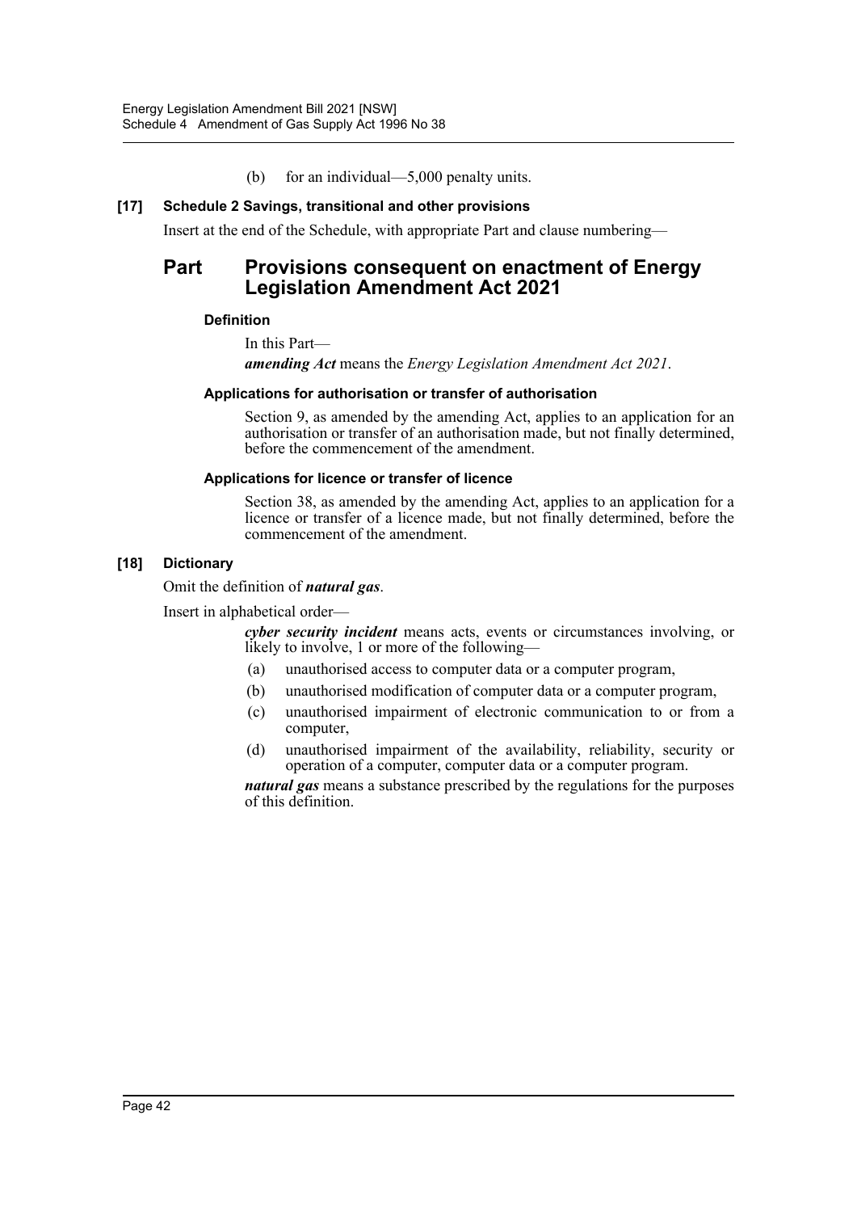(b) for an individual—5,000 penalty units.

**[17] Schedule 2 Savings, transitional and other provisions**

Insert at the end of the Schedule, with appropriate Part and clause numbering—

## Part Provisions consequent on enactment of Energy Legislation Amendment Act 2021

**Definition**

In this Part—

***amending Act*** means the *Energy Legislation Amendment Act 2021*.

**Applications for authorisation or transfer of authorisation**

Section 9, as amended by the amending Act, applies to an application for an authorisation or transfer of an authorisation made, but not finally determined, before the commencement of the amendment.

**Applications for licence or transfer of licence**

Section 38, as amended by the amending Act, applies to an application for a licence or transfer of a licence made, but not finally determined, before the commencement of the amendment.

**[18] Dictionary**

Omit the definition of ***natural gas***.

Insert in alphabetical order—

***cyber security incident*** means acts, events or circumstances involving, or likely to involve, 1 or more of the following—

(a) unauthorised access to computer data or a computer program,

(b) unauthorised modification of computer data or a computer program,

(c) unauthorised impairment of electronic communication to or from a computer,

(d) unauthorised impairment of the availability, reliability, security or operation of a computer, computer data or a computer program.

***natural gas*** means a substance prescribed by the regulations for the purposes of this definition.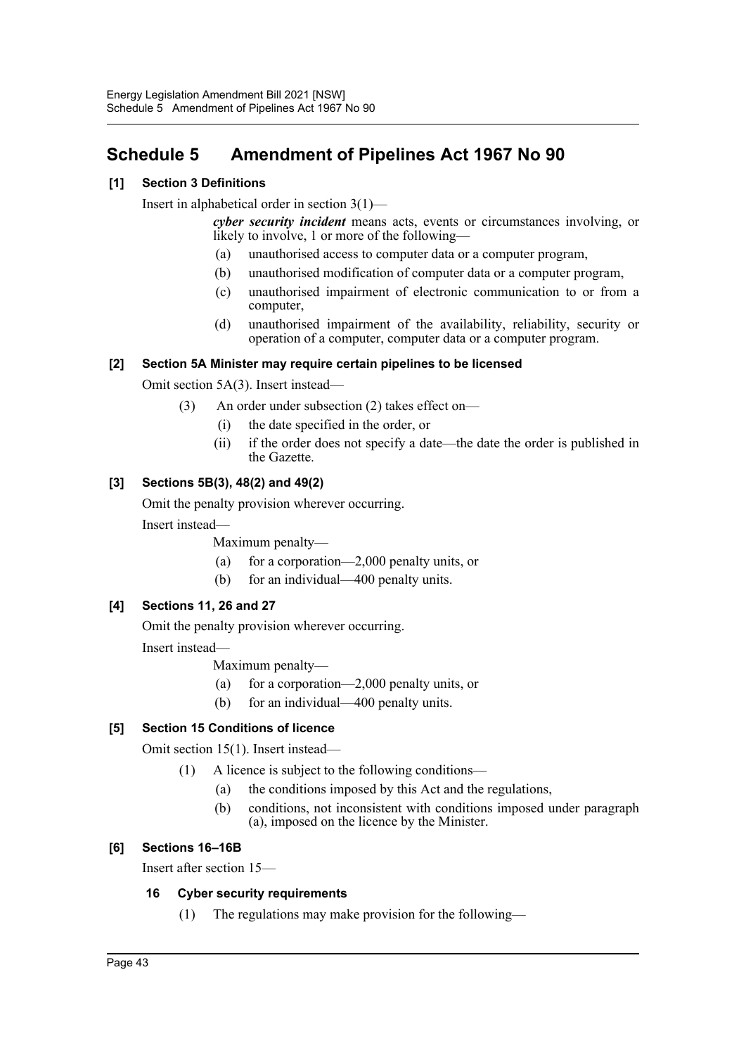# Schedule 5 Amendment of Pipelines Act 1967 No 90

### [1] Section 3 Definitions

Insert in alphabetical order in section 3(1)—

> ***cyber security incident*** means acts, events or circumstances involving, or likely to involve, 1 or more of the following—
>
> (a) unauthorised access to computer data or a computer program,
>
> (b) unauthorised modification of computer data or a computer program,
>
> (c) unauthorised impairment of electronic communication to or from a computer,
>
> (d) unauthorised impairment of the availability, reliability, security or operation of a computer, computer data or a computer program.

### [2] Section 5A Minister may require certain pipelines to be licensed

Omit section 5A(3). Insert instead—

> (3) An order under subsection (2) takes effect on—
>
> (i) the date specified in the order, or
>
> (ii) if the order does not specify a date—the date the order is published in the Gazette.

### [3] Sections 5B(3), 48(2) and 49(2)

Omit the penalty provision wherever occurring.

Insert instead—

> Maximum penalty—
>
> (a) for a corporation—2,000 penalty units, or
>
> (b) for an individual—400 penalty units.

### [4] Sections 11, 26 and 27

Omit the penalty provision wherever occurring.

Insert instead—

> Maximum penalty—
>
> (a) for a corporation—2,000 penalty units, or
>
> (b) for an individual—400 penalty units.

### [5] Section 15 Conditions of licence

Omit section 15(1). Insert instead—

> (1) A licence is subject to the following conditions—
>
> (a) the conditions imposed by this Act and the regulations,
>
> (b) conditions, not inconsistent with conditions imposed under paragraph (a), imposed on the licence by the Minister.

### [6] Sections 16–16B

Insert after section 15—

> **16 Cyber security requirements**
>
> (1) The regulations may make provision for the following—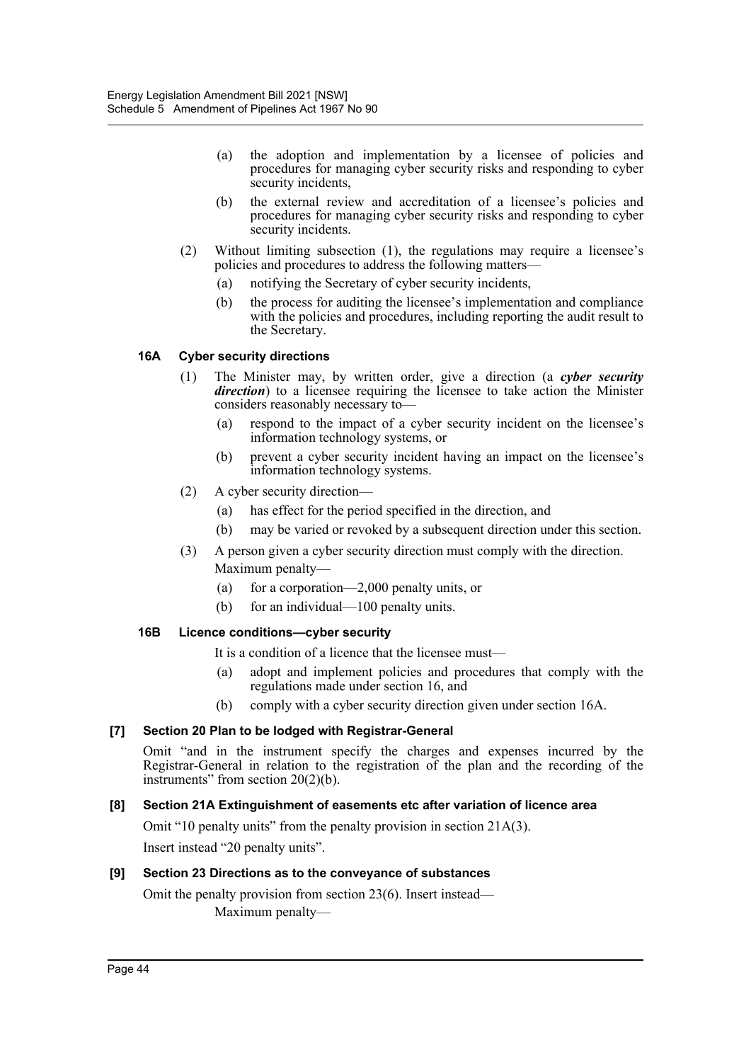(a) the adoption and implementation by a licensee of policies and procedures for managing cyber security risks and responding to cyber security incidents,

(b) the external review and accreditation of a licensee's policies and procedures for managing cyber security risks and responding to cyber security incidents.

(2) Without limiting subsection (1), the regulations may require a licensee's policies and procedures to address the following matters—

(a) notifying the Secretary of cyber security incidents,

(b) the process for auditing the licensee's implementation and compliance with the policies and procedures, including reporting the audit result to the Secretary.

#### 16A Cyber security directions

(1) The Minister may, by written order, give a direction (a ***cyber security direction***) to a licensee requiring the licensee to take action the Minister considers reasonably necessary to—

(a) respond to the impact of a cyber security incident on the licensee's information technology systems, or

(b) prevent a cyber security incident having an impact on the licensee's information technology systems.

(2) A cyber security direction—

(a) has effect for the period specified in the direction, and

(b) may be varied or revoked by a subsequent direction under this section.

(3) A person given a cyber security direction must comply with the direction.

Maximum penalty—

(a) for a corporation—2,000 penalty units, or

(b) for an individual—100 penalty units.

#### 16B Licence conditions—cyber security

It is a condition of a licence that the licensee must—

(a) adopt and implement policies and procedures that comply with the regulations made under section 16, and

(b) comply with a cyber security direction given under section 16A.

### [7] Section 20 Plan to be lodged with Registrar-General

Omit "and in the instrument specify the charges and expenses incurred by the Registrar-General in relation to the registration of the plan and the recording of the instruments" from section 20(2)(b).

### [8] Section 21A Extinguishment of easements etc after variation of licence area

Omit "10 penalty units" from the penalty provision in section 21A(3).

Insert instead "20 penalty units".

### [9] Section 23 Directions as to the conveyance of substances

Omit the penalty provision from section 23(6). Insert instead—

Maximum penalty—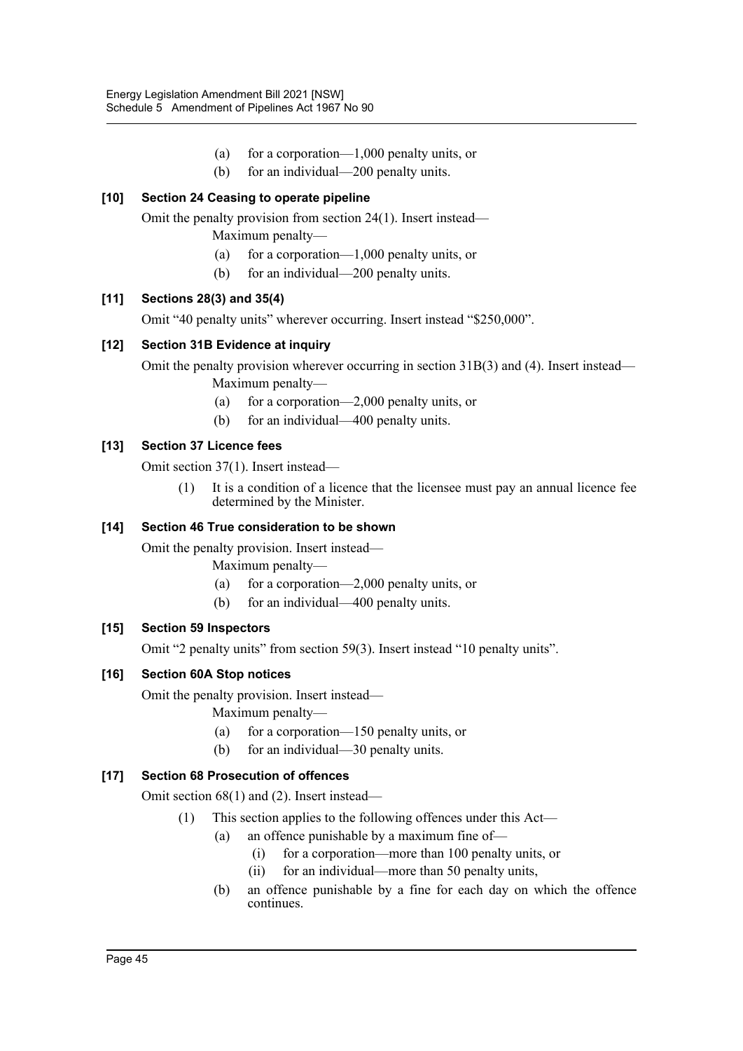(a) for a corporation—1,000 penalty units, or

(b) for an individual—200 penalty units.

### [10] Section 24 Ceasing to operate pipeline

Omit the penalty provision from section 24(1). Insert instead—

Maximum penalty—

(a) for a corporation—1,000 penalty units, or

(b) for an individual—200 penalty units.

### [11] Sections 28(3) and 35(4)

Omit "40 penalty units" wherever occurring. Insert instead "$250,000".

### [12] Section 31B Evidence at inquiry

Omit the penalty provision wherever occurring in section 31B(3) and (4). Insert instead—

Maximum penalty—

(a) for a corporation—2,000 penalty units, or

(b) for an individual—400 penalty units.

### [13] Section 37 Licence fees

Omit section 37(1). Insert instead—

(1) It is a condition of a licence that the licensee must pay an annual licence fee determined by the Minister.

### [14] Section 46 True consideration to be shown

Omit the penalty provision. Insert instead—

Maximum penalty—

(a) for a corporation—2,000 penalty units, or

(b) for an individual—400 penalty units.

### [15] Section 59 Inspectors

Omit "2 penalty units" from section 59(3). Insert instead "10 penalty units".

### [16] Section 60A Stop notices

Omit the penalty provision. Insert instead—

Maximum penalty—

(a) for a corporation—150 penalty units, or

(b) for an individual—30 penalty units.

### [17] Section 68 Prosecution of offences

Omit section 68(1) and (2). Insert instead—

(1) This section applies to the following offences under this Act—

(a) an offence punishable by a maximum fine of—

(i) for a corporation—more than 100 penalty units, or

(ii) for an individual—more than 50 penalty units,

(b) an offence punishable by a fine for each day on which the offence continues.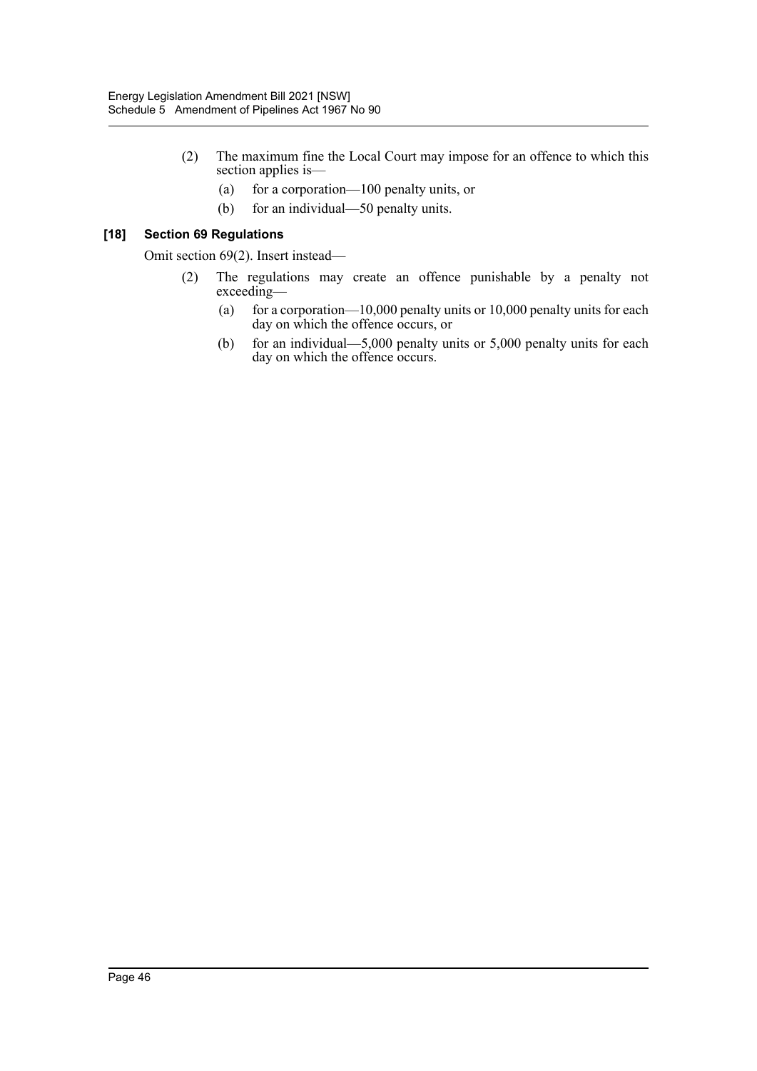(2) The maximum fine the Local Court may impose for an offence to which this section applies is—

(a) for a corporation—100 penalty units, or

(b) for an individual—50 penalty units.

**[18] Section 69 Regulations**

Omit section 69(2). Insert instead—

(2) The regulations may create an offence punishable by a penalty not exceeding—

(a) for a corporation—10,000 penalty units or 10,000 penalty units for each day on which the offence occurs, or

(b) for an individual—5,000 penalty units or 5,000 penalty units for each day on which the offence occurs.